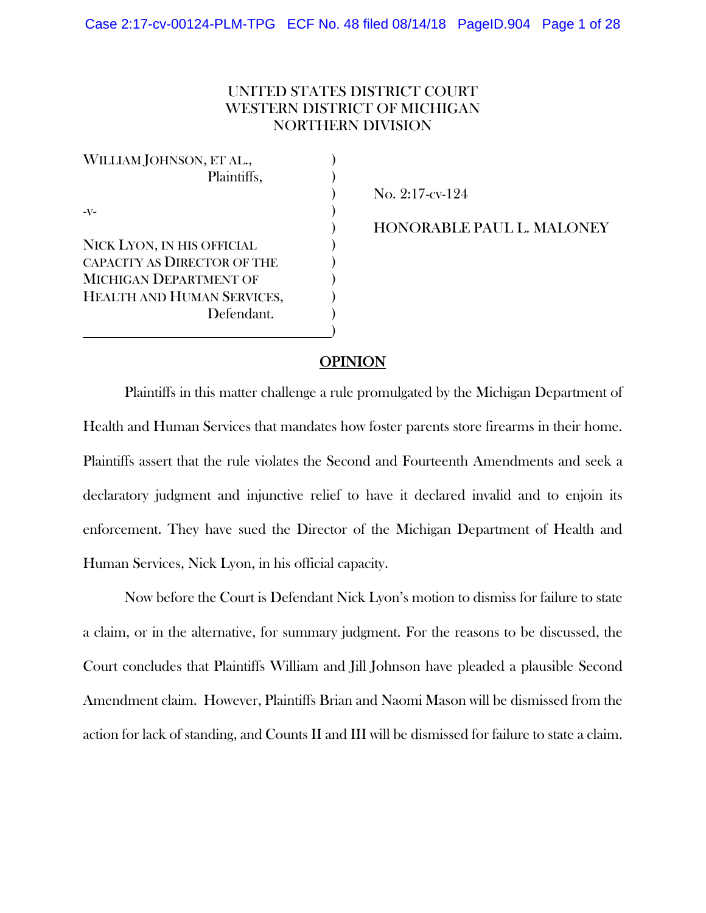UNITED STATES DISTRICT COURT
WESTERN DISTRICT OF MICHIGAN
NORTHERN DIVISION

WILLIAM JOHNSON, ET AL.,
Plaintiffs,

-v-

NICK LYON, IN HIS OFFICIAL CAPACITY AS DIRECTOR OF THE MICHIGAN DEPARTMENT OF HEALTH AND HUMAN SERVICES,
Defendant.

No. 2:17-cv-124

HONORABLE PAUL L. MALONEY

## OPINION

Plaintiffs in this matter challenge a rule promulgated by the Michigan Department of Health and Human Services that mandates how foster parents store firearms in their home. Plaintiffs assert that the rule violates the Second and Fourteenth Amendments and seek a declaratory judgment and injunctive relief to have it declared invalid and to enjoin its enforcement. They have sued the Director of the Michigan Department of Health and Human Services, Nick Lyon, in his official capacity.

Now before the Court is Defendant Nick Lyon's motion to dismiss for failure to state a claim, or in the alternative, for summary judgment. For the reasons to be discussed, the Court concludes that Plaintiffs William and Jill Johnson have pleaded a plausible Second Amendment claim. However, Plaintiffs Brian and Naomi Mason will be dismissed from the action for lack of standing, and Counts II and III will be dismissed for failure to state a claim.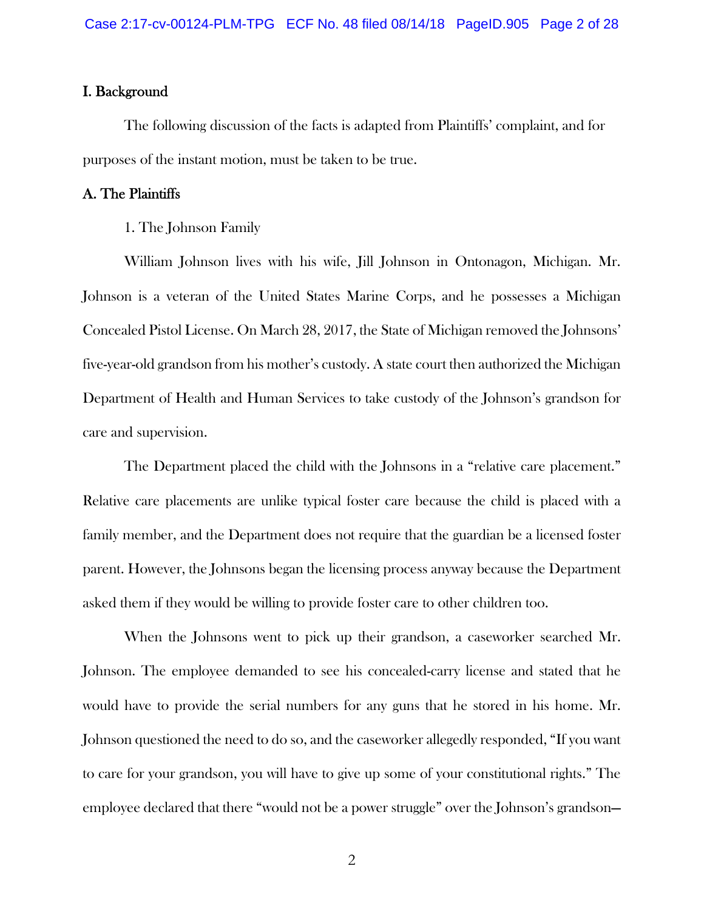## I. Background

The following discussion of the facts is adapted from Plaintiffs' complaint, and for purposes of the instant motion, must be taken to be true.

### A. The Plaintiffs

1. The Johnson Family

William Johnson lives with his wife, Jill Johnson in Ontonagon, Michigan. Mr. Johnson is a veteran of the United States Marine Corps, and he possesses a Michigan Concealed Pistol License. On March 28, 2017, the State of Michigan removed the Johnsons' five-year-old grandson from his mother's custody. A state court then authorized the Michigan Department of Health and Human Services to take custody of the Johnson's grandson for care and supervision.

The Department placed the child with the Johnsons in a "relative care placement." Relative care placements are unlike typical foster care because the child is placed with a family member, and the Department does not require that the guardian be a licensed foster parent. However, the Johnsons began the licensing process anyway because the Department asked them if they would be willing to provide foster care to other children too.

When the Johnsons went to pick up their grandson, a caseworker searched Mr. Johnson. The employee demanded to see his concealed-carry license and stated that he would have to provide the serial numbers for any guns that he stored in his home. Mr. Johnson questioned the need to do so, and the caseworker allegedly responded, "If you want to care for your grandson, you will have to give up some of your constitutional rights." The employee declared that there "would not be a power struggle" over the Johnson's grandson—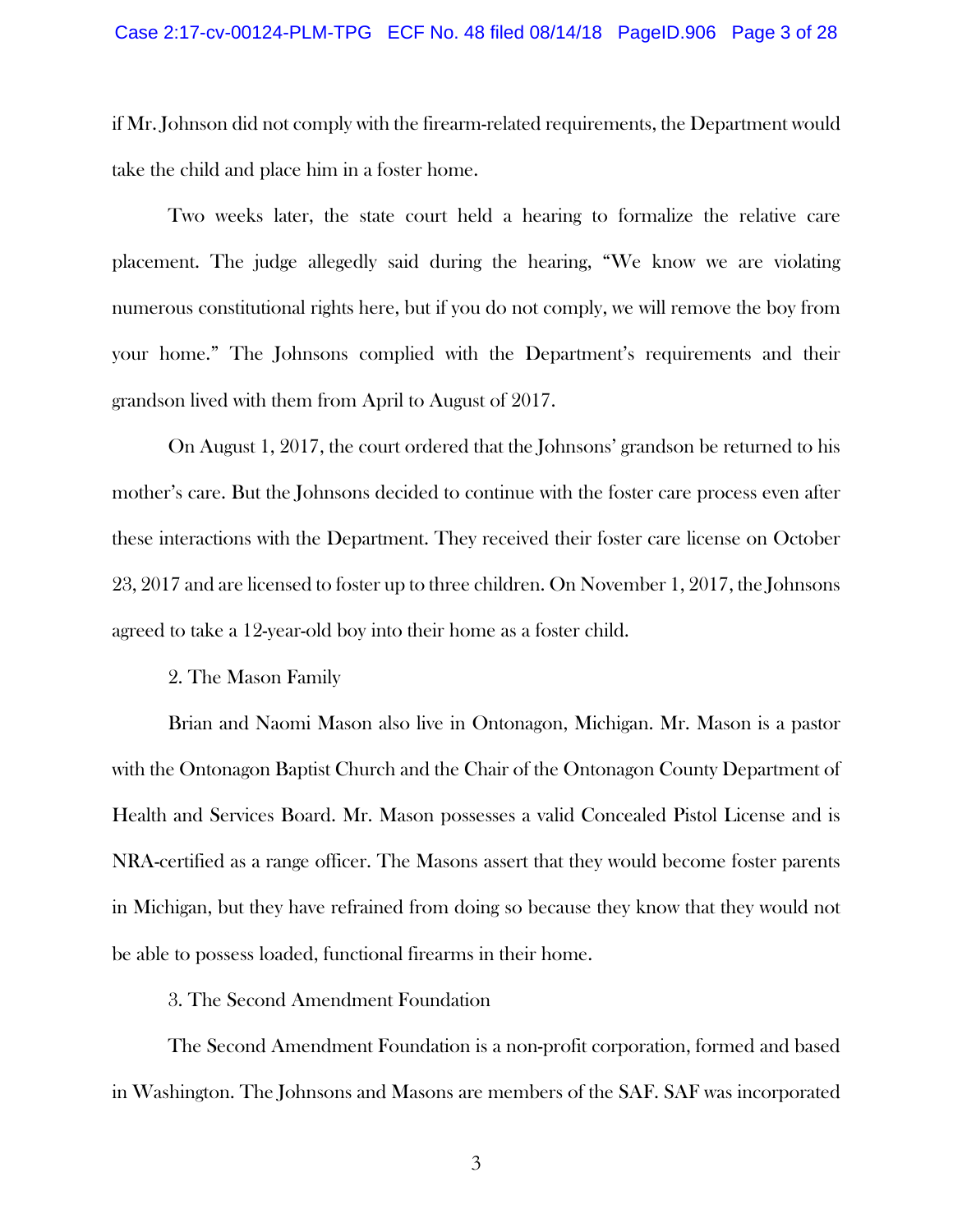if Mr. Johnson did not comply with the firearm-related requirements, the Department would take the child and place him in a foster home.

Two weeks later, the state court held a hearing to formalize the relative care placement. The judge allegedly said during the hearing, "We know we are violating numerous constitutional rights here, but if you do not comply, we will remove the boy from your home." The Johnsons complied with the Department's requirements and their grandson lived with them from April to August of 2017.

On August 1, 2017, the court ordered that the Johnsons' grandson be returned to his mother's care. But the Johnsons decided to continue with the foster care process even after these interactions with the Department. They received their foster care license on October 23, 2017 and are licensed to foster up to three children. On November 1, 2017, the Johnsons agreed to take a 12-year-old boy into their home as a foster child.

2. The Mason Family

Brian and Naomi Mason also live in Ontonagon, Michigan. Mr. Mason is a pastor with the Ontonagon Baptist Church and the Chair of the Ontonagon County Department of Health and Services Board. Mr. Mason possesses a valid Concealed Pistol License and is NRA-certified as a range officer. The Masons assert that they would become foster parents in Michigan, but they have refrained from doing so because they know that they would not be able to possess loaded, functional firearms in their home.

3. The Second Amendment Foundation

The Second Amendment Foundation is a non-profit corporation, formed and based in Washington. The Johnsons and Masons are members of the SAF. SAF was incorporated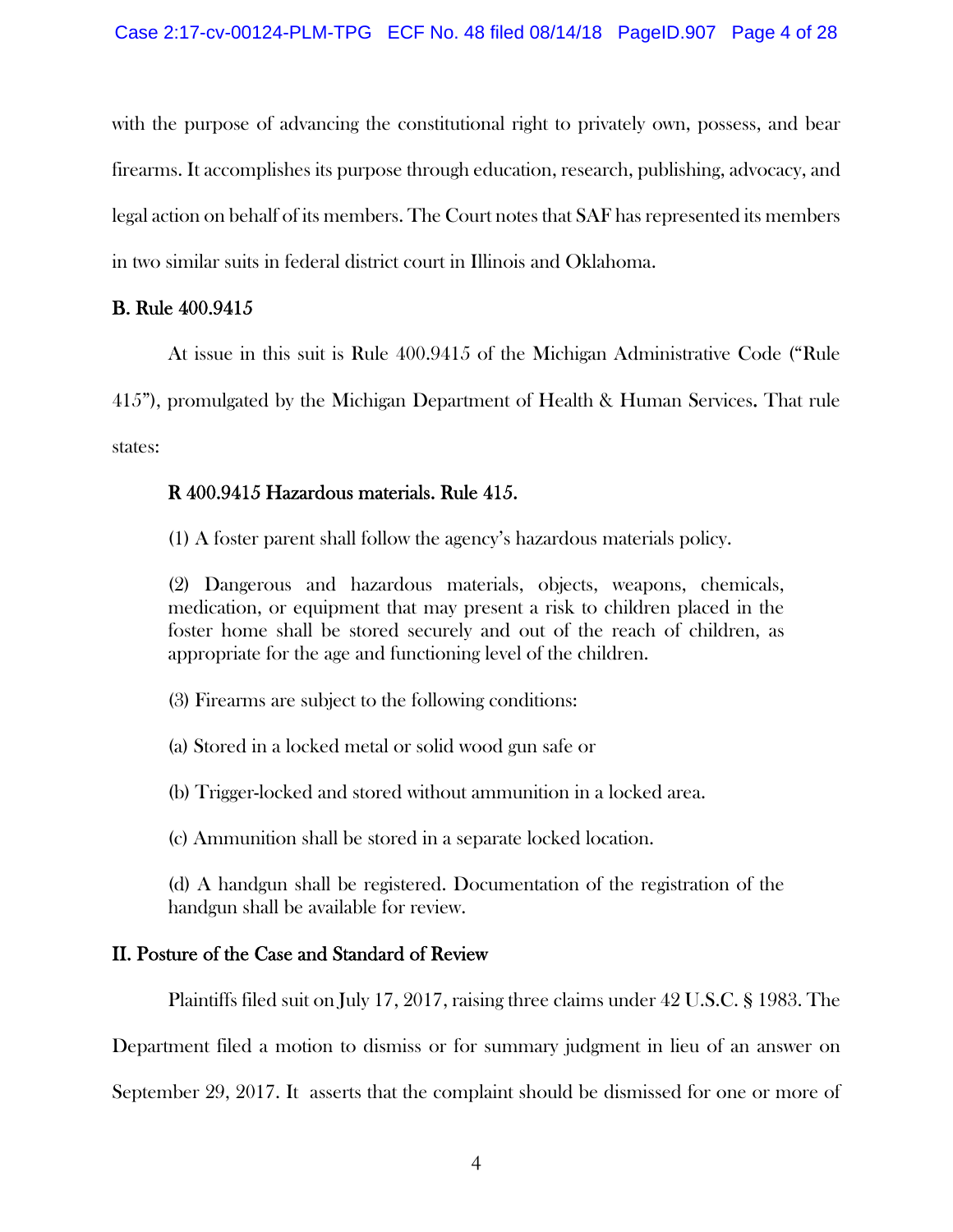with the purpose of advancing the constitutional right to privately own, possess, and bear firearms. It accomplishes its purpose through education, research, publishing, advocacy, and legal action on behalf of its members. The Court notes that SAF has represented its members in two similar suits in federal district court in Illinois and Oklahoma.

### B. Rule 400.9415

At issue in this suit is Rule 400.9415 of the Michigan Administrative Code ("Rule 415"), promulgated by the Michigan Department of Health & Human Services. That rule states:

> **R 400.9415 Hazardous materials. Rule 415.**
>
> (1) A foster parent shall follow the agency's hazardous materials policy.
>
> (2) Dangerous and hazardous materials, objects, weapons, chemicals, medication, or equipment that may present a risk to children placed in the foster home shall be stored securely and out of the reach of children, as appropriate for the age and functioning level of the children.
>
> (3) Firearms are subject to the following conditions:
>
> (a) Stored in a locked metal or solid wood gun safe or
>
> (b) Trigger-locked and stored without ammunition in a locked area.
>
> (c) Ammunition shall be stored in a separate locked location.
>
> (d) A handgun shall be registered. Documentation of the registration of the handgun shall be available for review.

## II. Posture of the Case and Standard of Review

Plaintiffs filed suit on July 17, 2017, raising three claims under 42 U.S.C. § 1983. The Department filed a motion to dismiss or for summary judgment in lieu of an answer on September 29, 2017. It asserts that the complaint should be dismissed for one or more of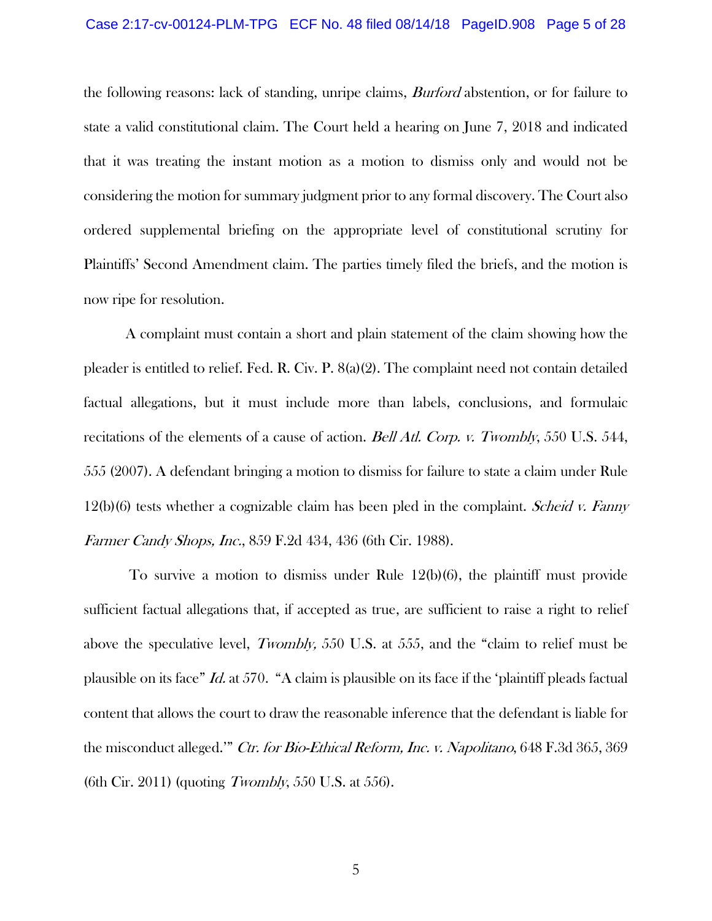the following reasons: lack of standing, unripe claims, *Burford* abstention, or for failure to state a valid constitutional claim. The Court held a hearing on June 7, 2018 and indicated that it was treating the instant motion as a motion to dismiss only and would not be considering the motion for summary judgment prior to any formal discovery. The Court also ordered supplemental briefing on the appropriate level of constitutional scrutiny for Plaintiffs' Second Amendment claim. The parties timely filed the briefs, and the motion is now ripe for resolution.

A complaint must contain a short and plain statement of the claim showing how the pleader is entitled to relief. Fed. R. Civ. P. 8(a)(2). The complaint need not contain detailed factual allegations, but it must include more than labels, conclusions, and formulaic recitations of the elements of a cause of action. *Bell Atl. Corp. v. Twombly*, 550 U.S. 544, 555 (2007). A defendant bringing a motion to dismiss for failure to state a claim under Rule 12(b)(6) tests whether a cognizable claim has been pled in the complaint. *Scheid v. Fanny Farmer Candy Shops, Inc.*, 859 F.2d 434, 436 (6th Cir. 1988).

To survive a motion to dismiss under Rule 12(b)(6), the plaintiff must provide sufficient factual allegations that, if accepted as true, are sufficient to raise a right to relief above the speculative level, *Twombly,* 550 U.S. at 555, and the "claim to relief must be plausible on its face" *Id.* at 570. "A claim is plausible on its face if the 'plaintiff pleads factual content that allows the court to draw the reasonable inference that the defendant is liable for the misconduct alleged.'" *Ctr. for Bio-Ethical Reform, Inc. v. Napolitano*, 648 F.3d 365, 369 (6th Cir. 2011) (quoting *Twombly*, 550 U.S. at 556).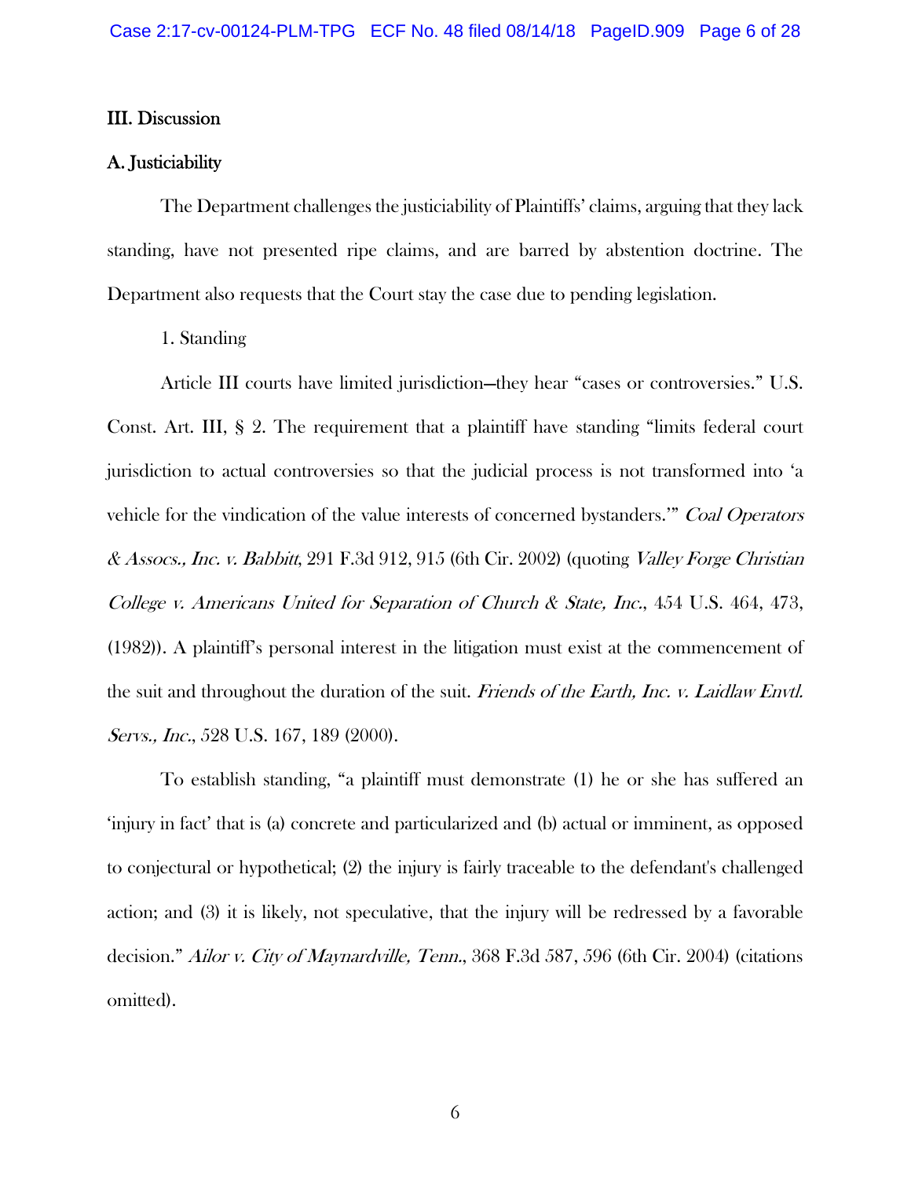## III. Discussion

### A. Justiciability

The Department challenges the justiciability of Plaintiffs' claims, arguing that they lack standing, have not presented ripe claims, and are barred by abstention doctrine. The Department also requests that the Court stay the case due to pending legislation.

1. Standing

Article III courts have limited jurisdiction—they hear "cases or controversies." U.S. Const. Art. III, § 2. The requirement that a plaintiff have standing "limits federal court jurisdiction to actual controversies so that the judicial process is not transformed into 'a vehicle for the vindication of the value interests of concerned bystanders.'" *Coal Operators & Assocs., Inc. v. Babbitt*, 291 F.3d 912, 915 (6th Cir. 2002) (quoting *Valley Forge Christian College v. Americans United for Separation of Church & State, Inc.*, 454 U.S. 464, 473, (1982)). A plaintiff's personal interest in the litigation must exist at the commencement of the suit and throughout the duration of the suit. *Friends of the Earth, Inc. v. Laidlaw Envtl. Servs., Inc.*, 528 U.S. 167, 189 (2000).

To establish standing, "a plaintiff must demonstrate (1) he or she has suffered an 'injury in fact' that is (a) concrete and particularized and (b) actual or imminent, as opposed to conjectural or hypothetical; (2) the injury is fairly traceable to the defendant's challenged action; and (3) it is likely, not speculative, that the injury will be redressed by a favorable decision." *Ailor v. City of Maynardville, Tenn.*, 368 F.3d 587, 596 (6th Cir. 2004) (citations omitted).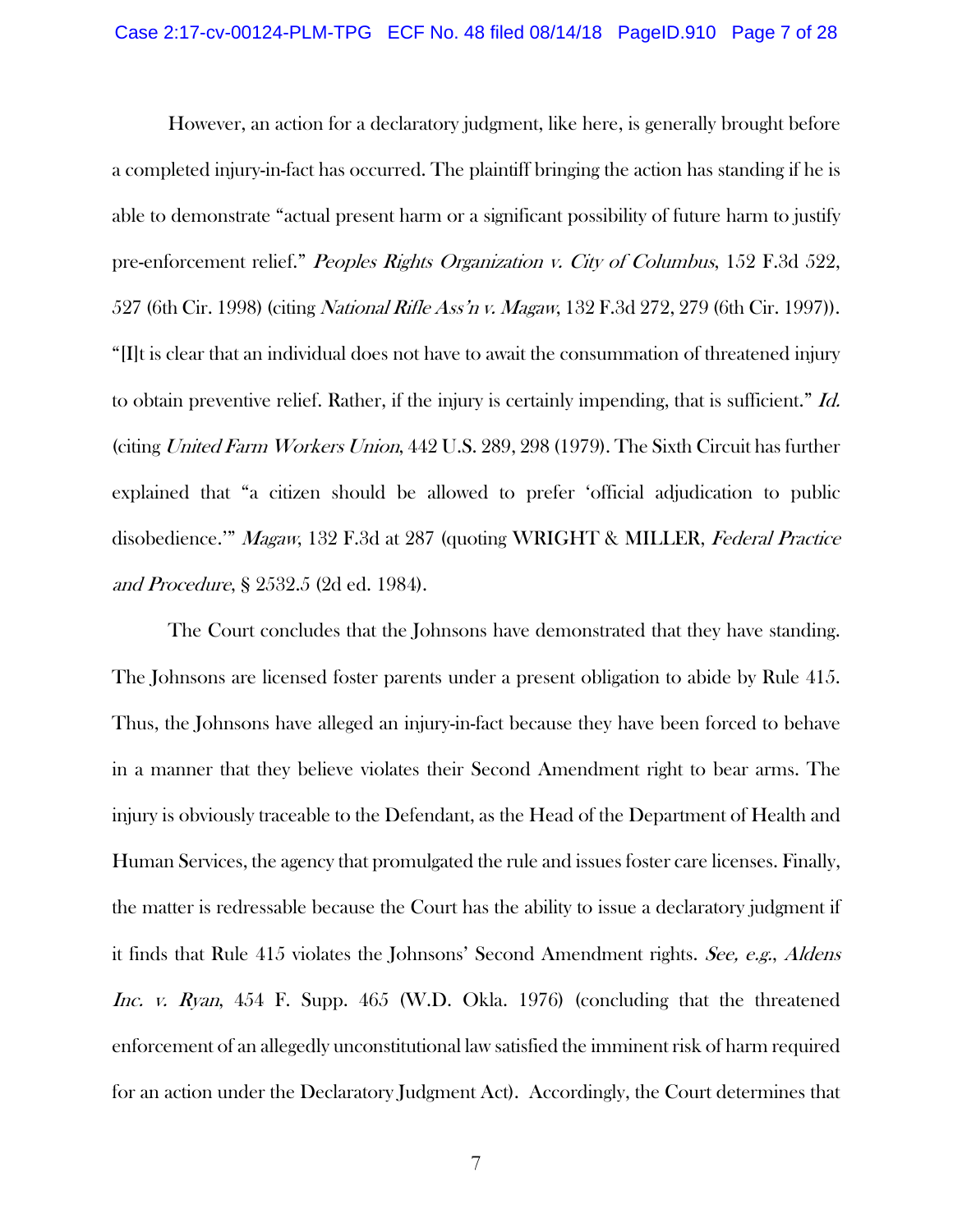However, an action for a declaratory judgment, like here, is generally brought before a completed injury-in-fact has occurred. The plaintiff bringing the action has standing if he is able to demonstrate "actual present harm or a significant possibility of future harm to justify pre-enforcement relief." *Peoples Rights Organization v. City of Columbus*, 152 F.3d 522, 527 (6th Cir. 1998) (citing *National Rifle Ass'n v. Magaw*, 132 F.3d 272, 279 (6th Cir. 1997)). "[I]t is clear that an individual does not have to await the consummation of threatened injury to obtain preventive relief. Rather, if the injury is certainly impending, that is sufficient." *Id.* (citing *United Farm Workers Union*, 442 U.S. 289, 298 (1979). The Sixth Circuit has further explained that "a citizen should be allowed to prefer 'official adjudication to public disobedience.'" *Magaw*, 132 F.3d at 287 (quoting WRIGHT & MILLER, *Federal Practice and Procedure*, § 2532.5 (2d ed. 1984).

The Court concludes that the Johnsons have demonstrated that they have standing. The Johnsons are licensed foster parents under a present obligation to abide by Rule 415. Thus, the Johnsons have alleged an injury-in-fact because they have been forced to behave in a manner that they believe violates their Second Amendment right to bear arms. The injury is obviously traceable to the Defendant, as the Head of the Department of Health and Human Services, the agency that promulgated the rule and issues foster care licenses. Finally, the matter is redressable because the Court has the ability to issue a declaratory judgment if it finds that Rule 415 violates the Johnsons' Second Amendment rights. *See, e.g.*, *Aldens Inc. v. Ryan*, 454 F. Supp. 465 (W.D. Okla. 1976) (concluding that the threatened enforcement of an allegedly unconstitutional law satisfied the imminent risk of harm required for an action under the Declaratory Judgment Act). Accordingly, the Court determines that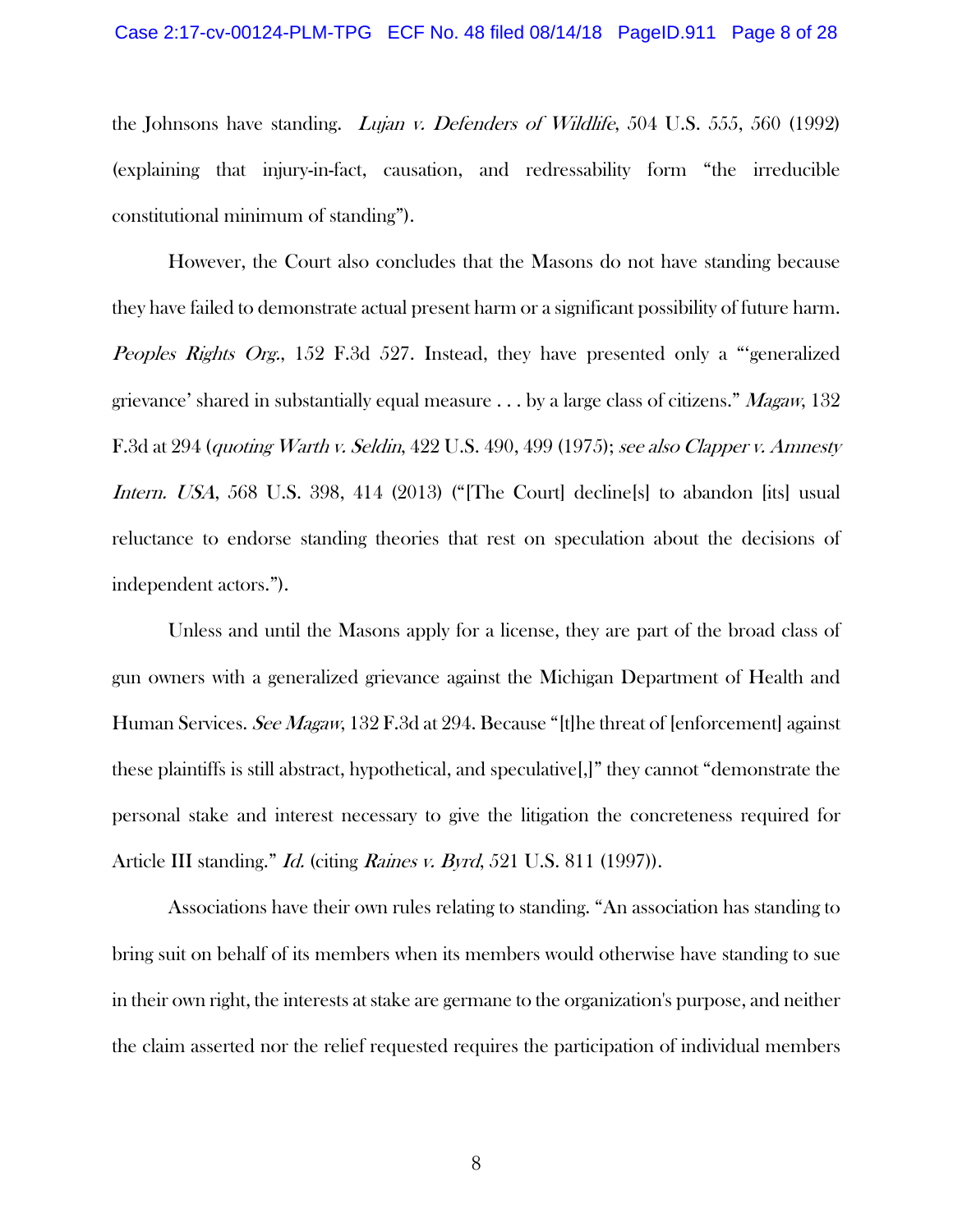the Johnsons have standing. *Lujan v. Defenders of Wildlife*, 504 U.S. 555, 560 (1992) (explaining that injury-in-fact, causation, and redressability form "the irreducible constitutional minimum of standing").

However, the Court also concludes that the Masons do not have standing because they have failed to demonstrate actual present harm or a significant possibility of future harm. *Peoples Rights Org.*, 152 F.3d 527. Instead, they have presented only a "'generalized grievance' shared in substantially equal measure . . . by a large class of citizens." *Magaw*, 132 F.3d at 294 (*quoting Warth v. Seldin*, 422 U.S. 490, 499 (1975); *see also Clapper v. Amnesty Intern. USA*, 568 U.S. 398, 414 (2013) ("[The Court] decline[s] to abandon [its] usual reluctance to endorse standing theories that rest on speculation about the decisions of independent actors.").

Unless and until the Masons apply for a license, they are part of the broad class of gun owners with a generalized grievance against the Michigan Department of Health and Human Services. *See Magaw*, 132 F.3d at 294. Because "[t]he threat of [enforcement] against these plaintiffs is still abstract, hypothetical, and speculative[,]" they cannot "demonstrate the personal stake and interest necessary to give the litigation the concreteness required for Article III standing." *Id.* (citing *Raines v. Byrd*, 521 U.S. 811 (1997)).

Associations have their own rules relating to standing. "An association has standing to bring suit on behalf of its members when its members would otherwise have standing to sue in their own right, the interests at stake are germane to the organization's purpose, and neither the claim asserted nor the relief requested requires the participation of individual members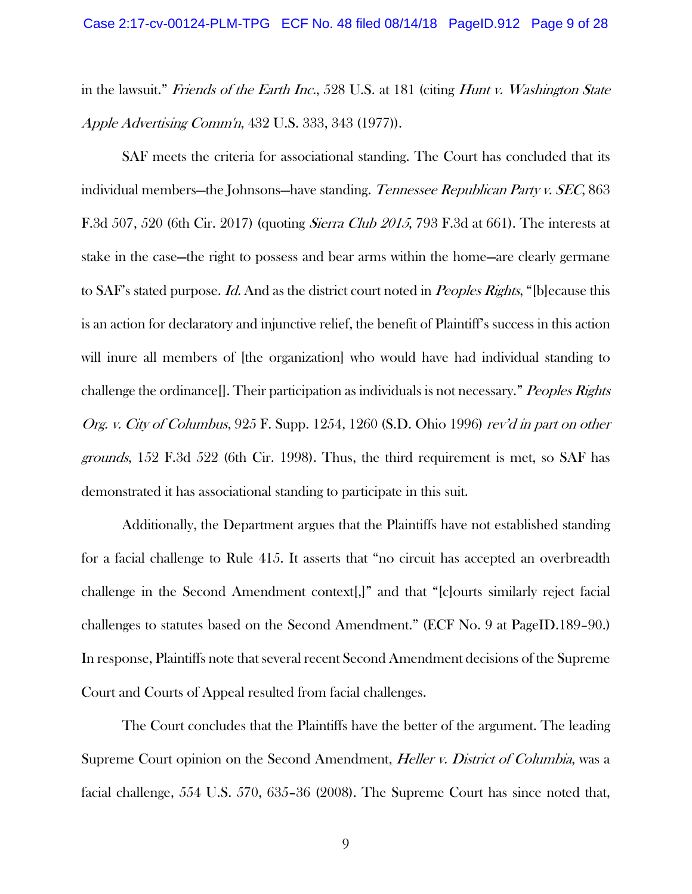in the lawsuit." *Friends of the Earth Inc.*, 528 U.S. at 181 (citing *Hunt v. Washington State Apple Advertising Comm'n*, 432 U.S. 333, 343 (1977)).

SAF meets the criteria for associational standing. The Court has concluded that its individual members—the Johnsons—have standing. *Tennessee Republican Party v. SEC*, 863 F.3d 507, 520 (6th Cir. 2017) (quoting *Sierra Club 2015*, 793 F.3d at 661). The interests at stake in the case—the right to possess and bear arms within the home—are clearly germane to SAF's stated purpose. *Id.* And as the district court noted in *Peoples Rights*, "[b]ecause this is an action for declaratory and injunctive relief, the benefit of Plaintiff's success in this action will inure all members of [the organization] who would have had individual standing to challenge the ordinance[]. Their participation as individuals is not necessary." *Peoples Rights Org. v. City of Columbus*, 925 F. Supp. 1254, 1260 (S.D. Ohio 1996) *rev'd in part on other grounds*, 152 F.3d 522 (6th Cir. 1998). Thus, the third requirement is met, so SAF has demonstrated it has associational standing to participate in this suit.

Additionally, the Department argues that the Plaintiffs have not established standing for a facial challenge to Rule 415. It asserts that "no circuit has accepted an overbreadth challenge in the Second Amendment context[,]" and that "[c]ourts similarly reject facial challenges to statutes based on the Second Amendment." (ECF No. 9 at PageID.189–90.) In response, Plaintiffs note that several recent Second Amendment decisions of the Supreme Court and Courts of Appeal resulted from facial challenges.

The Court concludes that the Plaintiffs have the better of the argument. The leading Supreme Court opinion on the Second Amendment, *Heller v. District of Columbia*, was a facial challenge, 554 U.S. 570, 635–36 (2008). The Supreme Court has since noted that,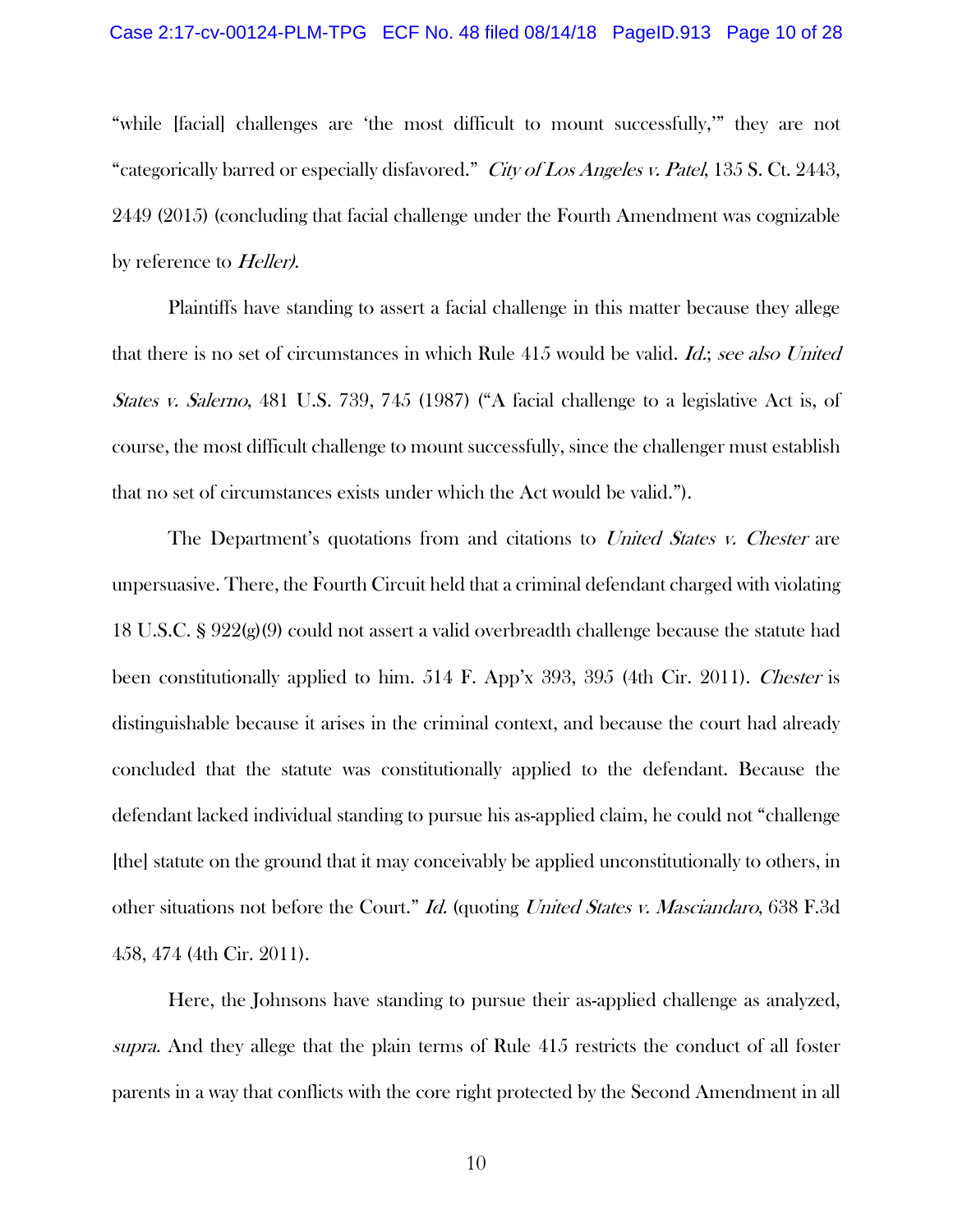"while [facial] challenges are 'the most difficult to mount successfully,'" they are not "categorically barred or especially disfavored." *City of Los Angeles v. Patel*, 135 S. Ct. 2443, 2449 (2015) (concluding that facial challenge under the Fourth Amendment was cognizable by reference to *Heller)*.

Plaintiffs have standing to assert a facial challenge in this matter because they allege that there is no set of circumstances in which Rule 415 would be valid. *Id.*; *see also United States v. Salerno*, 481 U.S. 739, 745 (1987) ("A facial challenge to a legislative Act is, of course, the most difficult challenge to mount successfully, since the challenger must establish that no set of circumstances exists under which the Act would be valid.").

The Department's quotations from and citations to *United States v. Chester* are unpersuasive. There, the Fourth Circuit held that a criminal defendant charged with violating 18 U.S.C. § 922(g)(9) could not assert a valid overbreadth challenge because the statute had been constitutionally applied to him. 514 F. App'x 393, 395 (4th Cir. 2011). *Chester* is distinguishable because it arises in the criminal context, and because the court had already concluded that the statute was constitutionally applied to the defendant. Because the defendant lacked individual standing to pursue his as-applied claim, he could not "challenge [the] statute on the ground that it may conceivably be applied unconstitutionally to others, in other situations not before the Court." *Id.* (quoting *United States v. Masciandaro*, 638 F.3d 458, 474 (4th Cir. 2011).

Here, the Johnsons have standing to pursue their as-applied challenge as analyzed, *supra*. And they allege that the plain terms of Rule 415 restricts the conduct of all foster parents in a way that conflicts with the core right protected by the Second Amendment in all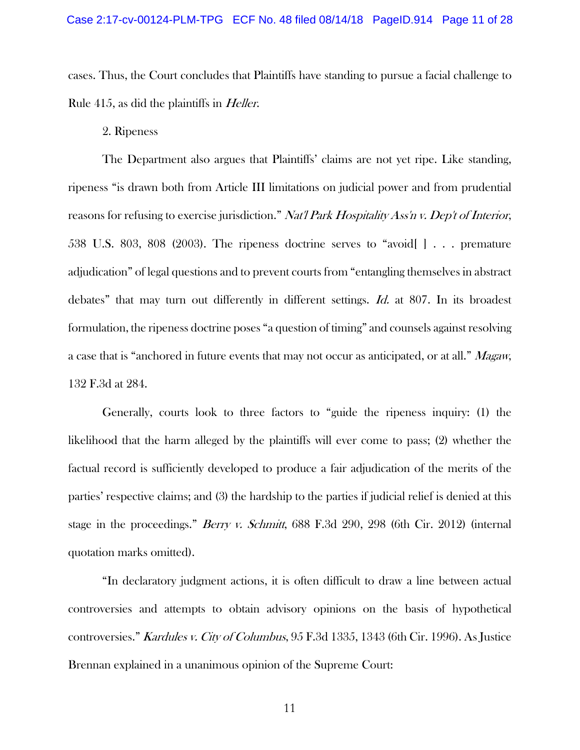cases. Thus, the Court concludes that Plaintiffs have standing to pursue a facial challenge to Rule 415, as did the plaintiffs in *Heller*.

2. Ripeness

The Department also argues that Plaintiffs' claims are not yet ripe. Like standing, ripeness "is drawn both from Article III limitations on judicial power and from prudential reasons for refusing to exercise jurisdiction." *Nat'l Park Hospitality Ass'n v. Dep't of Interior*, 538 U.S. 803, 808 (2003). The ripeness doctrine serves to "avoid[ ] . . . premature adjudication" of legal questions and to prevent courts from "entangling themselves in abstract debates" that may turn out differently in different settings. *Id.* at 807. In its broadest formulation, the ripeness doctrine poses "a question of timing" and counsels against resolving a case that is "anchored in future events that may not occur as anticipated, or at all." *Magaw*, 132 F.3d at 284.

Generally, courts look to three factors to "guide the ripeness inquiry: (1) the likelihood that the harm alleged by the plaintiffs will ever come to pass; (2) whether the factual record is sufficiently developed to produce a fair adjudication of the merits of the parties' respective claims; and (3) the hardship to the parties if judicial relief is denied at this stage in the proceedings." *Berry v. Schmitt*, 688 F.3d 290, 298 (6th Cir. 2012) (internal quotation marks omitted).

"In declaratory judgment actions, it is often difficult to draw a line between actual controversies and attempts to obtain advisory opinions on the basis of hypothetical controversies." *Kardules v. City of Columbus*, 95 F.3d 1335, 1343 (6th Cir. 1996). As Justice Brennan explained in a unanimous opinion of the Supreme Court: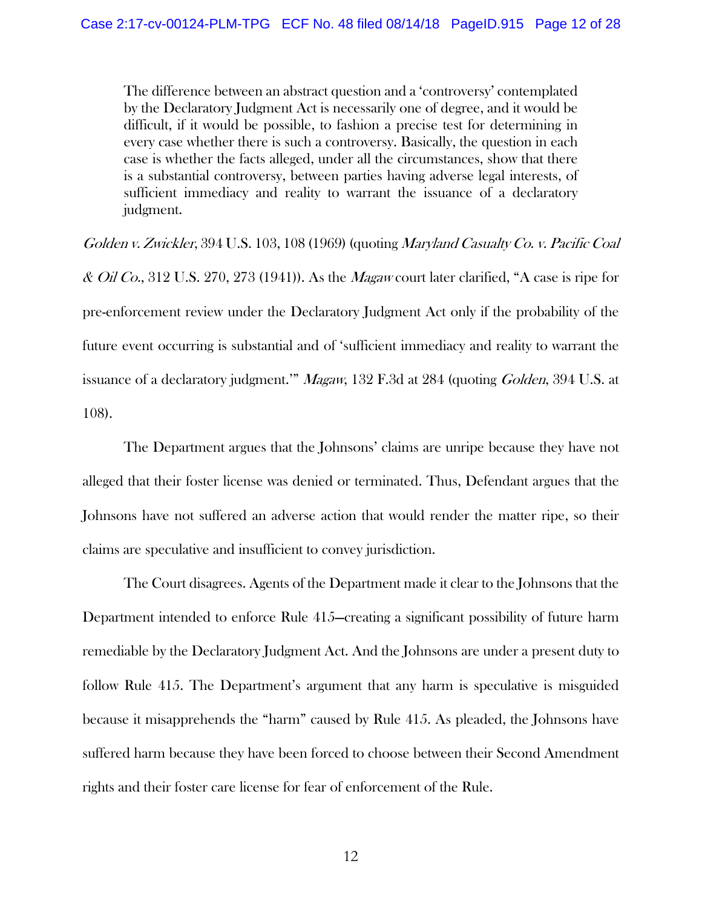> The difference between an abstract question and a 'controversy' contemplated by the Declaratory Judgment Act is necessarily one of degree, and it would be difficult, if it would be possible, to fashion a precise test for determining in every case whether there is such a controversy. Basically, the question in each case is whether the facts alleged, under all the circumstances, show that there is a substantial controversy, between parties having adverse legal interests, of sufficient immediacy and reality to warrant the issuance of a declaratory judgment.

*Golden v. Zwickler*, 394 U.S. 103, 108 (1969) (quoting *Maryland Casualty Co. v. Pacific Coal & Oil Co.*, 312 U.S. 270, 273 (1941)). As the *Magaw* court later clarified, "A case is ripe for pre-enforcement review under the Declaratory Judgment Act only if the probability of the future event occurring is substantial and of 'sufficient immediacy and reality to warrant the issuance of a declaratory judgment.'" *Magaw*, 132 F.3d at 284 (quoting *Golden*, 394 U.S. at 108).

The Department argues that the Johnsons' claims are unripe because they have not alleged that their foster license was denied or terminated. Thus, Defendant argues that the Johnsons have not suffered an adverse action that would render the matter ripe, so their claims are speculative and insufficient to convey jurisdiction.

The Court disagrees. Agents of the Department made it clear to the Johnsons that the Department intended to enforce Rule 415—creating a significant possibility of future harm remediable by the Declaratory Judgment Act. And the Johnsons are under a present duty to follow Rule 415. The Department's argument that any harm is speculative is misguided because it misapprehends the "harm" caused by Rule 415. As pleaded, the Johnsons have suffered harm because they have been forced to choose between their Second Amendment rights and their foster care license for fear of enforcement of the Rule.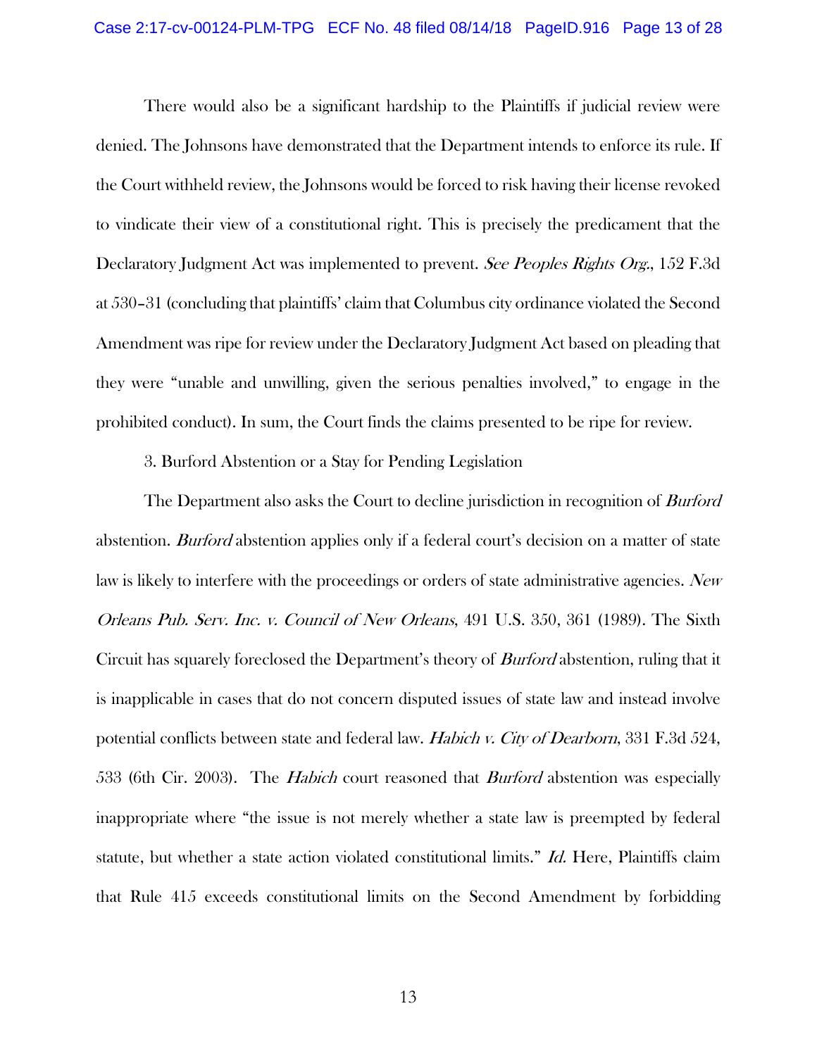There would also be a significant hardship to the Plaintiffs if judicial review were denied. The Johnsons have demonstrated that the Department intends to enforce its rule. If the Court withheld review, the Johnsons would be forced to risk having their license revoked to vindicate their view of a constitutional right. This is precisely the predicament that the Declaratory Judgment Act was implemented to prevent. *See Peoples Rights Org.*, 152 F.3d at 530–31 (concluding that plaintiffs' claim that Columbus city ordinance violated the Second Amendment was ripe for review under the Declaratory Judgment Act based on pleading that they were "unable and unwilling, given the serious penalties involved," to engage in the prohibited conduct). In sum, the Court finds the claims presented to be ripe for review.

3. Burford Abstention or a Stay for Pending Legislation

The Department also asks the Court to decline jurisdiction in recognition of *Burford* abstention. *Burford* abstention applies only if a federal court's decision on a matter of state law is likely to interfere with the proceedings or orders of state administrative agencies. *New Orleans Pub. Serv. Inc. v. Council of New Orleans*, 491 U.S. 350, 361 (1989). The Sixth Circuit has squarely foreclosed the Department's theory of *Burford* abstention, ruling that it is inapplicable in cases that do not concern disputed issues of state law and instead involve potential conflicts between state and federal law. *Habich v. City of Dearborn*, 331 F.3d 524, 533 (6th Cir. 2003). The *Habich* court reasoned that *Burford* abstention was especially inappropriate where "the issue is not merely whether a state law is preempted by federal statute, but whether a state action violated constitutional limits." *Id.* Here, Plaintiffs claim that Rule 415 exceeds constitutional limits on the Second Amendment by forbidding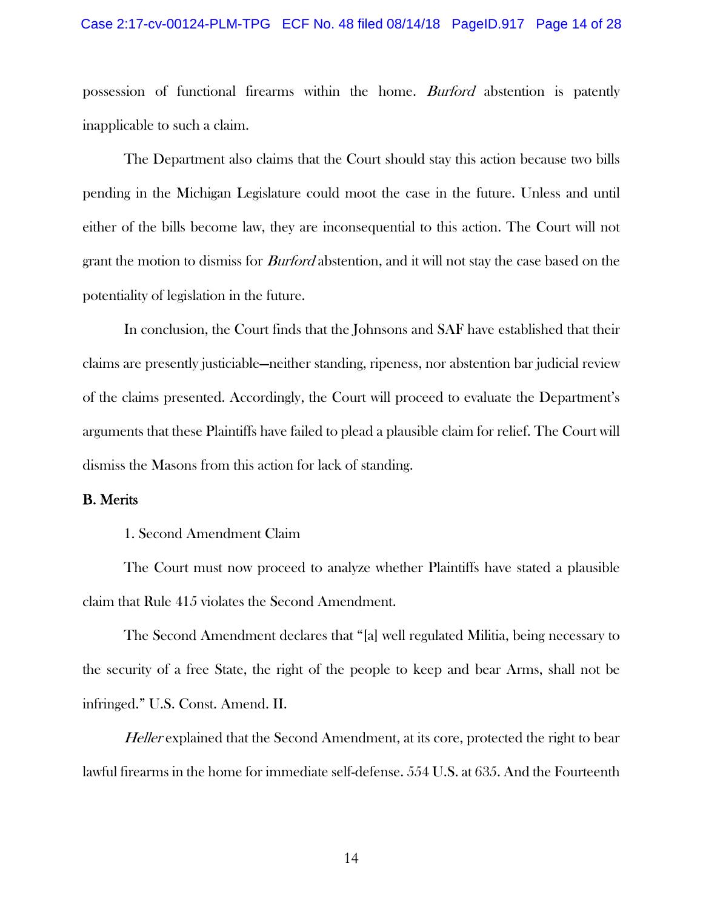possession of functional firearms within the home. *Burford* abstention is patently inapplicable to such a claim.

The Department also claims that the Court should stay this action because two bills pending in the Michigan Legislature could moot the case in the future. Unless and until either of the bills become law, they are inconsequential to this action. The Court will not grant the motion to dismiss for *Burford* abstention, and it will not stay the case based on the potentiality of legislation in the future.

In conclusion, the Court finds that the Johnsons and SAF have established that their claims are presently justiciable—neither standing, ripeness, nor abstention bar judicial review of the claims presented. Accordingly, the Court will proceed to evaluate the Department's arguments that these Plaintiffs have failed to plead a plausible claim for relief. The Court will dismiss the Masons from this action for lack of standing.

**B. Merits**

1. Second Amendment Claim

The Court must now proceed to analyze whether Plaintiffs have stated a plausible claim that Rule 415 violates the Second Amendment.

The Second Amendment declares that "[a] well regulated Militia, being necessary to the security of a free State, the right of the people to keep and bear Arms, shall not be infringed." U.S. Const. Amend. II.

*Heller* explained that the Second Amendment, at its core, protected the right to bear lawful firearms in the home for immediate self-defense. 554 U.S. at 635. And the Fourteenth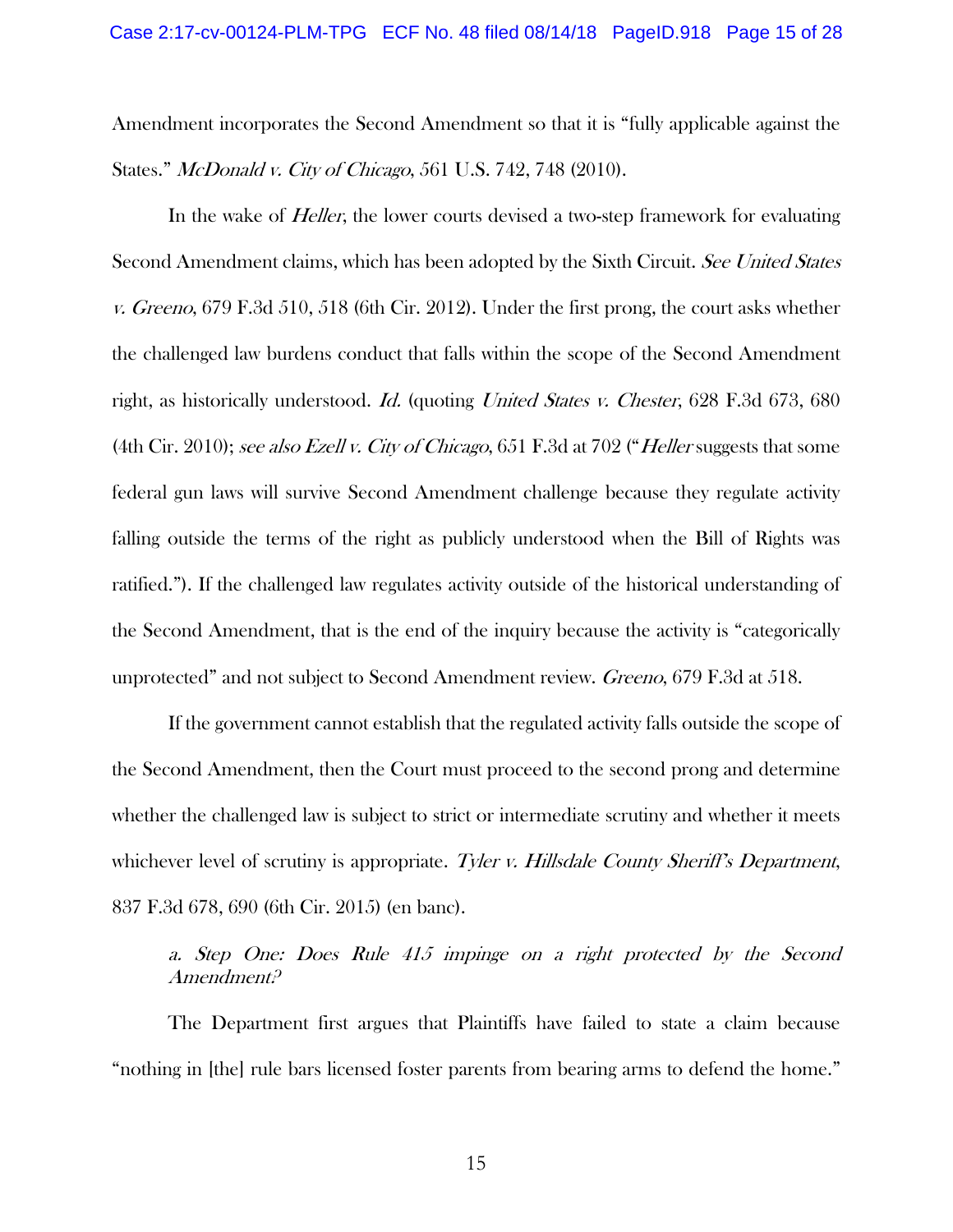Amendment incorporates the Second Amendment so that it is "fully applicable against the States." *McDonald v. City of Chicago*, 561 U.S. 742, 748 (2010).

In the wake of *Heller*, the lower courts devised a two-step framework for evaluating Second Amendment claims, which has been adopted by the Sixth Circuit. *See United States v. Greeno*, 679 F.3d 510, 518 (6th Cir. 2012). Under the first prong, the court asks whether the challenged law burdens conduct that falls within the scope of the Second Amendment right, as historically understood. *Id.* (quoting *United States v. Chester*, 628 F.3d 673, 680 (4th Cir. 2010); *see also Ezell v. City of Chicago*, 651 F.3d at 702 ("*Heller* suggests that some federal gun laws will survive Second Amendment challenge because they regulate activity falling outside the terms of the right as publicly understood when the Bill of Rights was ratified."). If the challenged law regulates activity outside of the historical understanding of the Second Amendment, that is the end of the inquiry because the activity is "categorically unprotected" and not subject to Second Amendment review. *Greeno*, 679 F.3d at 518.

If the government cannot establish that the regulated activity falls outside the scope of the Second Amendment, then the Court must proceed to the second prong and determine whether the challenged law is subject to strict or intermediate scrutiny and whether it meets whichever level of scrutiny is appropriate. *Tyler v. Hillsdale County Sheriff's Department*, 837 F.3d 678, 690 (6th Cir. 2015) (en banc).

*a. Step One: Does Rule 415 impinge on a right protected by the Second Amendment?*

The Department first argues that Plaintiffs have failed to state a claim because "nothing in [the] rule bars licensed foster parents from bearing arms to defend the home."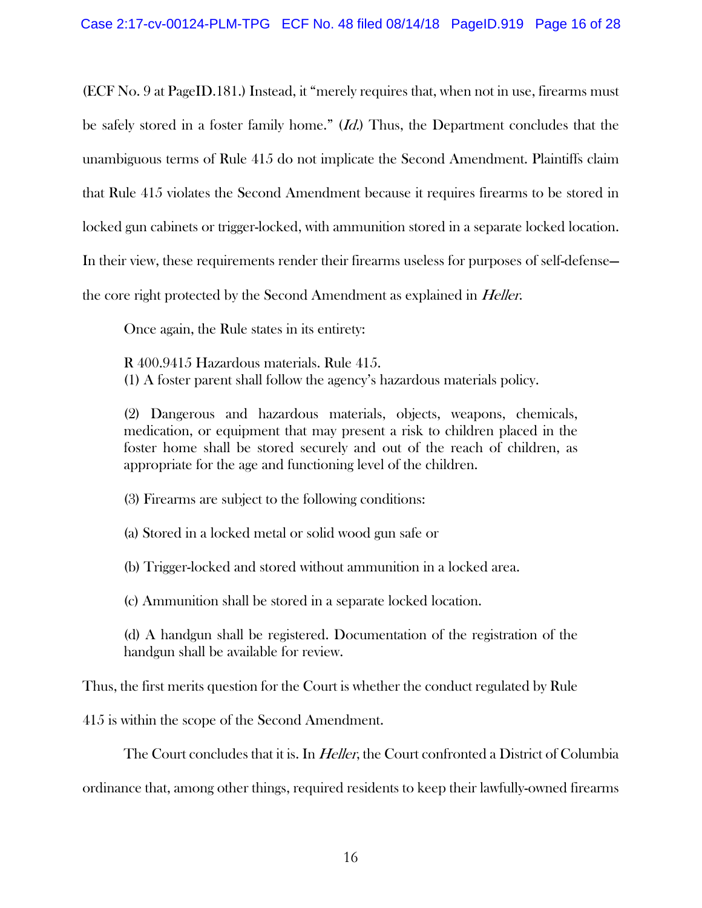(ECF No. 9 at PageID.181.) Instead, it "merely requires that, when not in use, firearms must be safely stored in a foster family home." (*Id.*) Thus, the Department concludes that the unambiguous terms of Rule 415 do not implicate the Second Amendment. Plaintiffs claim that Rule 415 violates the Second Amendment because it requires firearms to be stored in locked gun cabinets or trigger-locked, with ammunition stored in a separate locked location. In their view, these requirements render their firearms useless for purposes of self-defense—the core right protected by the Second Amendment as explained in *Heller*.

Once again, the Rule states in its entirety:

> R 400.9415 Hazardous materials. Rule 415.
> (1) A foster parent shall follow the agency's hazardous materials policy.
>
> (2) Dangerous and hazardous materials, objects, weapons, chemicals, medication, or equipment that may present a risk to children placed in the foster home shall be stored securely and out of the reach of children, as appropriate for the age and functioning level of the children.
>
> (3) Firearms are subject to the following conditions:
>
> (a) Stored in a locked metal or solid wood gun safe or
>
> (b) Trigger-locked and stored without ammunition in a locked area.
>
> (c) Ammunition shall be stored in a separate locked location.
>
> (d) A handgun shall be registered. Documentation of the registration of the handgun shall be available for review.

Thus, the first merits question for the Court is whether the conduct regulated by Rule 415 is within the scope of the Second Amendment.

The Court concludes that it is. In *Heller*, the Court confronted a District of Columbia ordinance that, among other things, required residents to keep their lawfully-owned firearms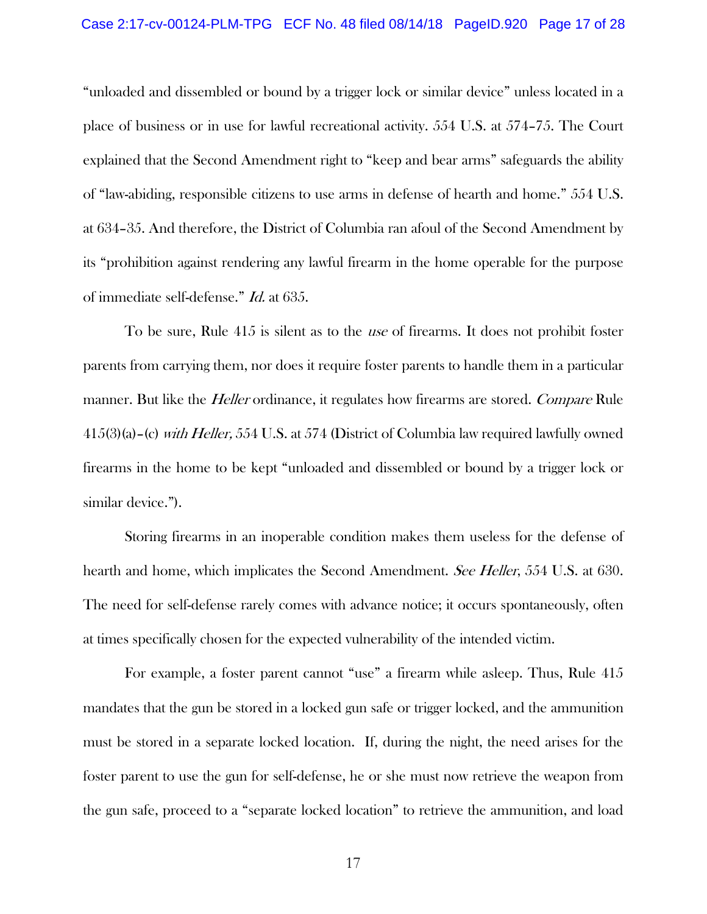"unloaded and dissembled or bound by a trigger lock or similar device" unless located in a place of business or in use for lawful recreational activity. 554 U.S. at 574–75. The Court explained that the Second Amendment right to "keep and bear arms" safeguards the ability of "law-abiding, responsible citizens to use arms in defense of hearth and home." 554 U.S. at 634–35. And therefore, the District of Columbia ran afoul of the Second Amendment by its "prohibition against rendering any lawful firearm in the home operable for the purpose of immediate self-defense." *Id.* at 635.

To be sure, Rule 415 is silent as to the *use* of firearms. It does not prohibit foster parents from carrying them, nor does it require foster parents to handle them in a particular manner. But like the *Heller* ordinance, it regulates how firearms are stored. *Compare* Rule 415(3)(a)–(c) *with Heller,* 554 U.S. at 574 (District of Columbia law required lawfully owned firearms in the home to be kept "unloaded and dissembled or bound by a trigger lock or similar device.").

Storing firearms in an inoperable condition makes them useless for the defense of hearth and home, which implicates the Second Amendment. *See Heller*, 554 U.S. at 630. The need for self-defense rarely comes with advance notice; it occurs spontaneously, often at times specifically chosen for the expected vulnerability of the intended victim.

For example, a foster parent cannot "use" a firearm while asleep. Thus, Rule 415 mandates that the gun be stored in a locked gun safe or trigger locked, and the ammunition must be stored in a separate locked location. If, during the night, the need arises for the foster parent to use the gun for self-defense, he or she must now retrieve the weapon from the gun safe, proceed to a "separate locked location" to retrieve the ammunition, and load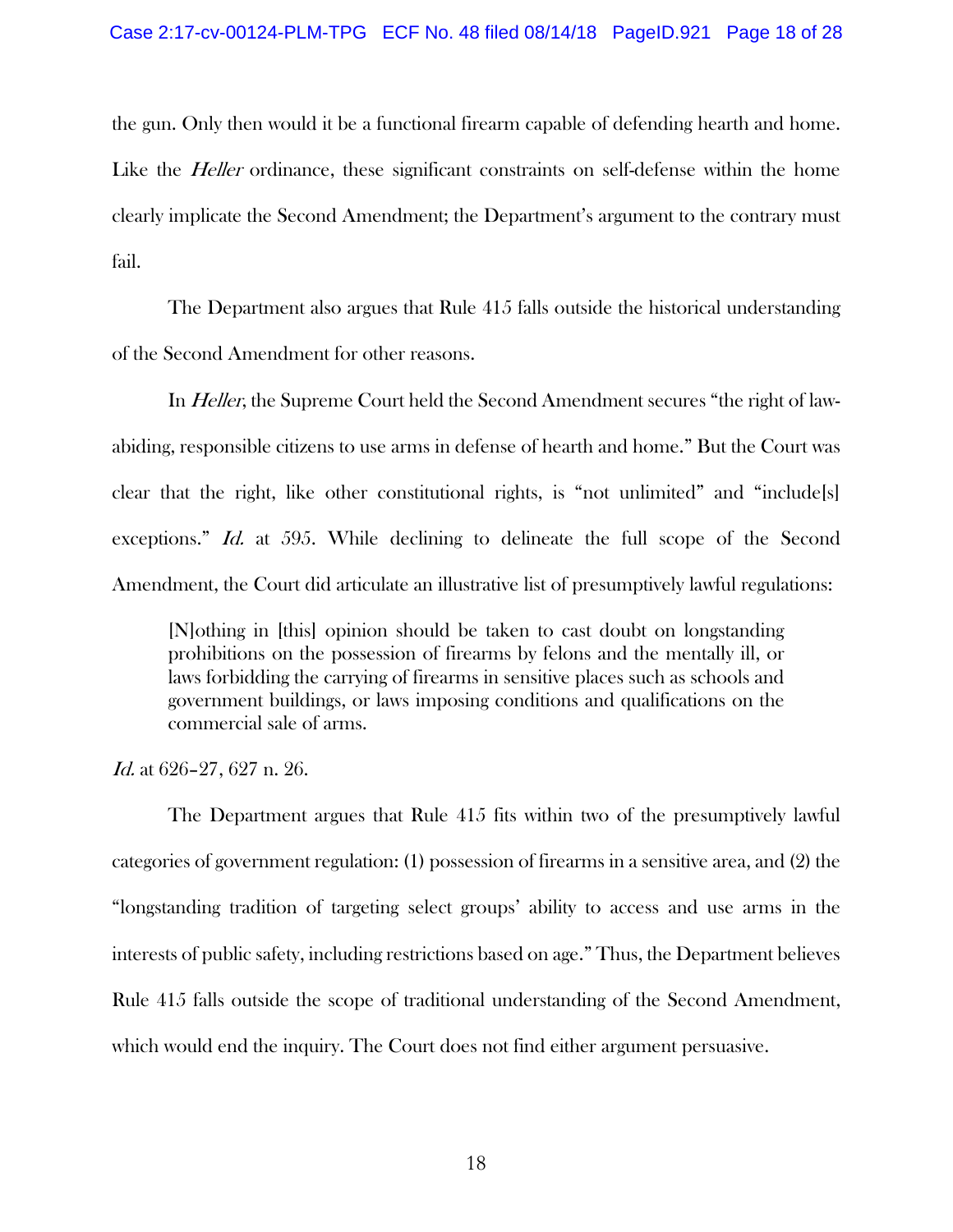the gun. Only then would it be a functional firearm capable of defending hearth and home. Like the *Heller* ordinance, these significant constraints on self-defense within the home clearly implicate the Second Amendment; the Department's argument to the contrary must fail.

The Department also argues that Rule 415 falls outside the historical understanding of the Second Amendment for other reasons.

In *Heller*, the Supreme Court held the Second Amendment secures "the right of law-abiding, responsible citizens to use arms in defense of hearth and home." But the Court was clear that the right, like other constitutional rights, is "not unlimited" and "include[s] exceptions." *Id.* at 595. While declining to delineate the full scope of the Second Amendment, the Court did articulate an illustrative list of presumptively lawful regulations:

> [N]othing in [this] opinion should be taken to cast doubt on longstanding prohibitions on the possession of firearms by felons and the mentally ill, or laws forbidding the carrying of firearms in sensitive places such as schools and government buildings, or laws imposing conditions and qualifications on the commercial sale of arms.

*Id.* at 626–27, 627 n. 26.

The Department argues that Rule 415 fits within two of the presumptively lawful categories of government regulation: (1) possession of firearms in a sensitive area, and (2) the "longstanding tradition of targeting select groups' ability to access and use arms in the interests of public safety, including restrictions based on age." Thus, the Department believes Rule 415 falls outside the scope of traditional understanding of the Second Amendment, which would end the inquiry. The Court does not find either argument persuasive.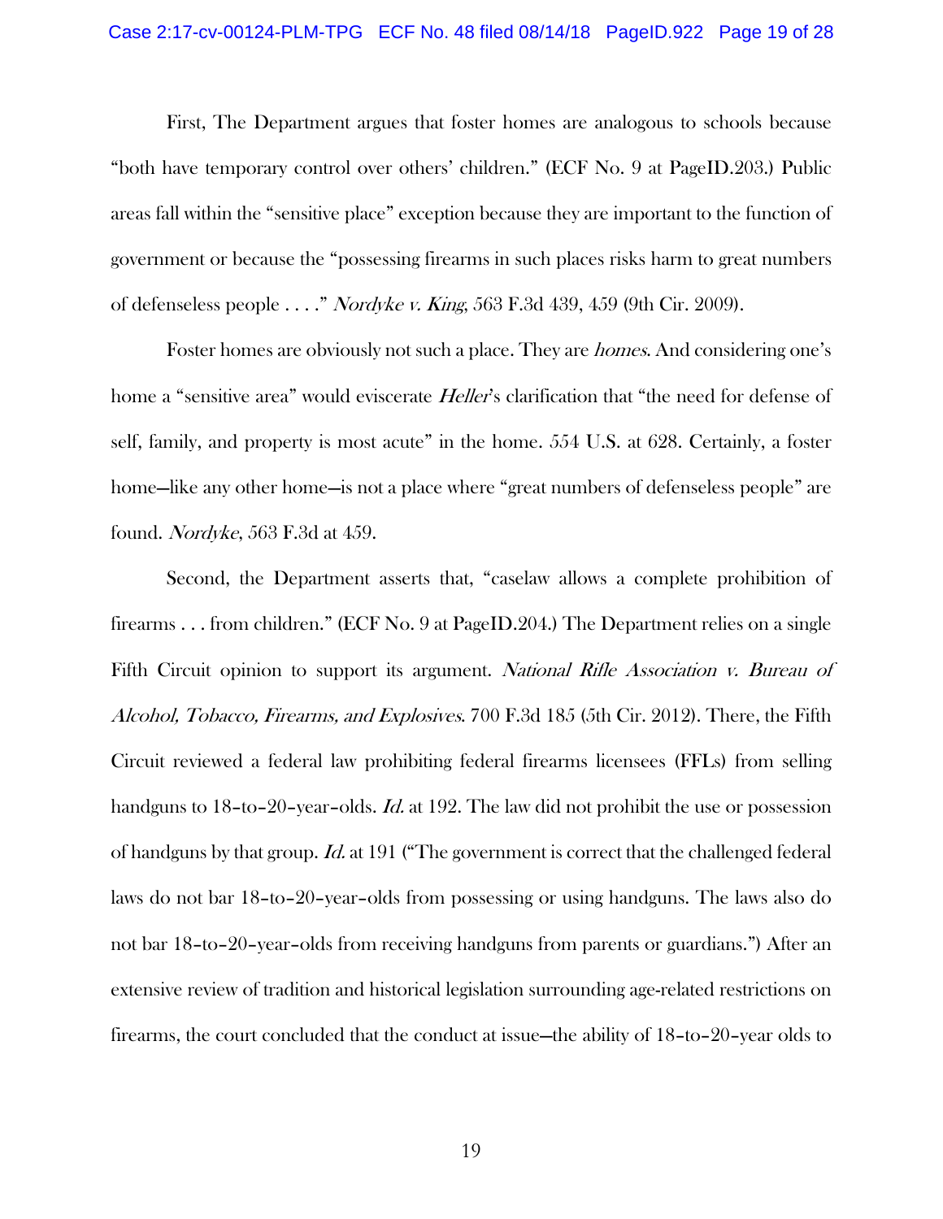First, The Department argues that foster homes are analogous to schools because "both have temporary control over others' children." (ECF No. 9 at PageID.203.) Public areas fall within the "sensitive place" exception because they are important to the function of government or because the "possessing firearms in such places risks harm to great numbers of defenseless people . . . ." *Nordyke v. King*, 563 F.3d 439, 459 (9th Cir. 2009).

Foster homes are obviously not such a place. They are *homes*. And considering one's home a "sensitive area" would eviscerate *Heller*'s clarification that "the need for defense of self, family, and property is most acute" in the home. 554 U.S. at 628. Certainly, a foster home—like any other home—is not a place where "great numbers of defenseless people" are found. *Nordyke*, 563 F.3d at 459.

Second, the Department asserts that, "caselaw allows a complete prohibition of firearms . . . from children." (ECF No. 9 at PageID.204.) The Department relies on a single Fifth Circuit opinion to support its argument. *National Rifle Association v. Bureau of Alcohol, Tobacco, Firearms, and Explosives*. 700 F.3d 185 (5th Cir. 2012). There, the Fifth Circuit reviewed a federal law prohibiting federal firearms licensees (FFLs) from selling handguns to 18-to-20-year-olds. *Id.* at 192. The law did not prohibit the use or possession of handguns by that group. *Id.* at 191 ("The government is correct that the challenged federal laws do not bar 18-to-20-year-olds from possessing or using handguns. The laws also do not bar 18-to-20-year-olds from receiving handguns from parents or guardians.") After an extensive review of tradition and historical legislation surrounding age-related restrictions on firearms, the court concluded that the conduct at issue—the ability of 18-to-20-year olds to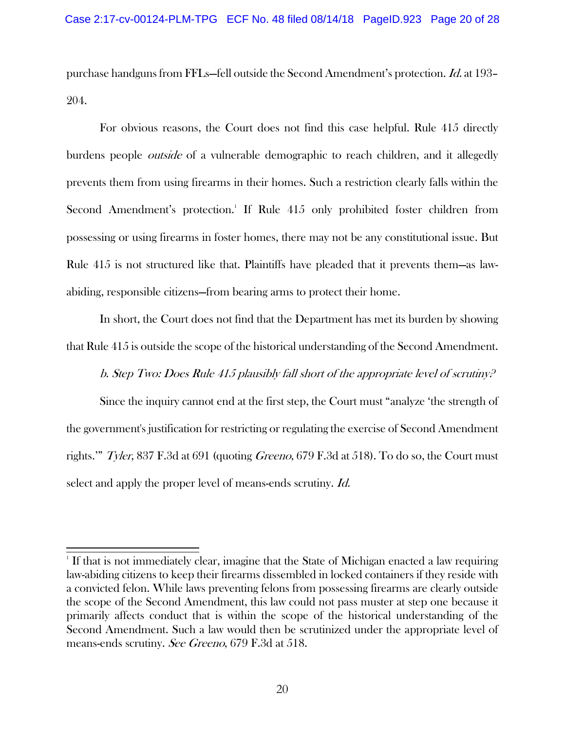purchase handguns from FFLs—fell outside the Second Amendment's protection. *Id.* at 193–204.

For obvious reasons, the Court does not find this case helpful. Rule 415 directly burdens people *outside* of a vulnerable demographic to reach children, and it allegedly prevents them from using firearms in their homes. Such a restriction clearly falls within the Second Amendment's protection.[1] If Rule 415 only prohibited foster children from possessing or using firearms in foster homes, there may not be any constitutional issue. But Rule 415 is not structured like that. Plaintiffs have pleaded that it prevents them—as law-abiding, responsible citizens—from bearing arms to protect their home.

In short, the Court does not find that the Department has met its burden by showing that Rule 415 is outside the scope of the historical understanding of the Second Amendment.

*b. Step Two: Does Rule 415 plausibly fall short of the appropriate level of scrutiny?*

Since the inquiry cannot end at the first step, the Court must "analyze 'the strength of the government's justification for restricting or regulating the exercise of Second Amendment rights.'" *Tyler*, 837 F.3d at 691 (quoting *Greeno*, 679 F.3d at 518). To do so, the Court must select and apply the proper level of means-ends scrutiny. *Id.*

---

[1] If that is not immediately clear, imagine that the State of Michigan enacted a law requiring law-abiding citizens to keep their firearms dissembled in locked containers if they reside with a convicted felon. While laws preventing felons from possessing firearms are clearly outside the scope of the Second Amendment, this law could not pass muster at step one because it primarily affects conduct that is within the scope of the historical understanding of the Second Amendment. Such a law would then be scrutinized under the appropriate level of means-ends scrutiny. *See Greeno*, 679 F.3d at 518.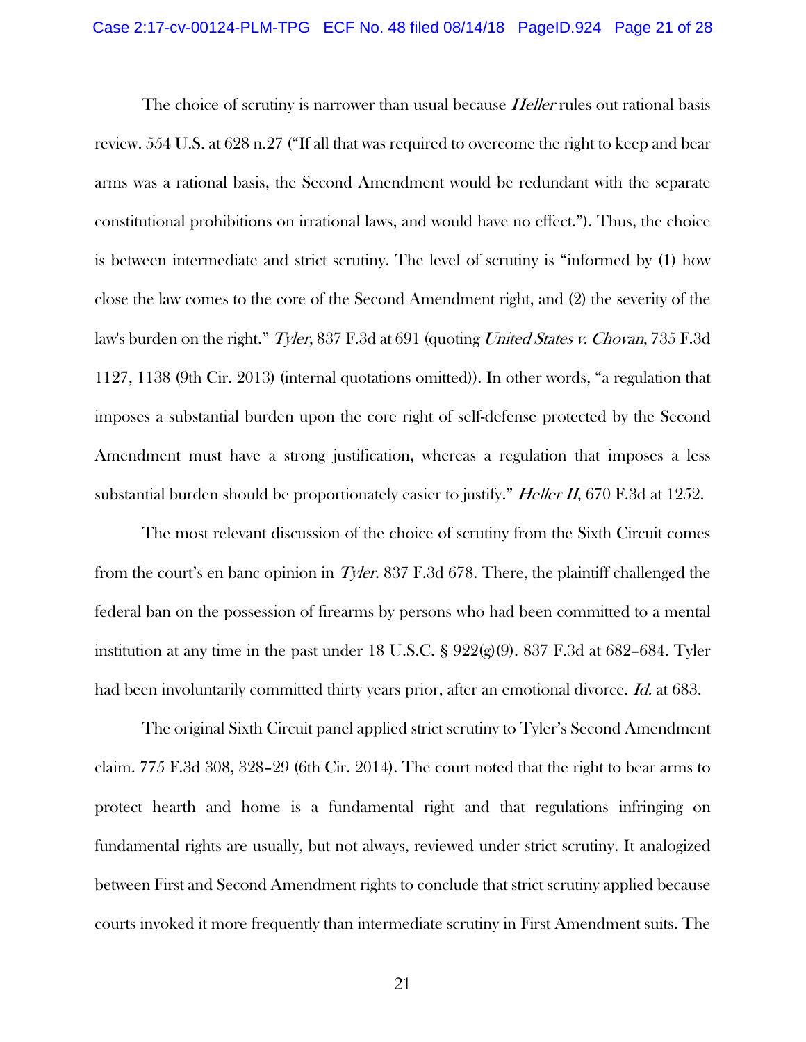The choice of scrutiny is narrower than usual because *Heller* rules out rational basis review. 554 U.S. at 628 n.27 ("If all that was required to overcome the right to keep and bear arms was a rational basis, the Second Amendment would be redundant with the separate constitutional prohibitions on irrational laws, and would have no effect."). Thus, the choice is between intermediate and strict scrutiny. The level of scrutiny is "informed by (1) how close the law comes to the core of the Second Amendment right, and (2) the severity of the law's burden on the right." *Tyler*, 837 F.3d at 691 (quoting *United States v. Chovan*, 735 F.3d 1127, 1138 (9th Cir. 2013) (internal quotations omitted)). In other words, "a regulation that imposes a substantial burden upon the core right of self-defense protected by the Second Amendment must have a strong justification, whereas a regulation that imposes a less substantial burden should be proportionately easier to justify." *Heller II*, 670 F.3d at 1252.

The most relevant discussion of the choice of scrutiny from the Sixth Circuit comes from the court's en banc opinion in *Tyler*. 837 F.3d 678. There, the plaintiff challenged the federal ban on the possession of firearms by persons who had been committed to a mental institution at any time in the past under 18 U.S.C. § 922(g)(9). 837 F.3d at 682–684. Tyler had been involuntarily committed thirty years prior, after an emotional divorce. *Id.* at 683.

The original Sixth Circuit panel applied strict scrutiny to Tyler's Second Amendment claim. 775 F.3d 308, 328–29 (6th Cir. 2014). The court noted that the right to bear arms to protect hearth and home is a fundamental right and that regulations infringing on fundamental rights are usually, but not always, reviewed under strict scrutiny. It analogized between First and Second Amendment rights to conclude that strict scrutiny applied because courts invoked it more frequently than intermediate scrutiny in First Amendment suits. The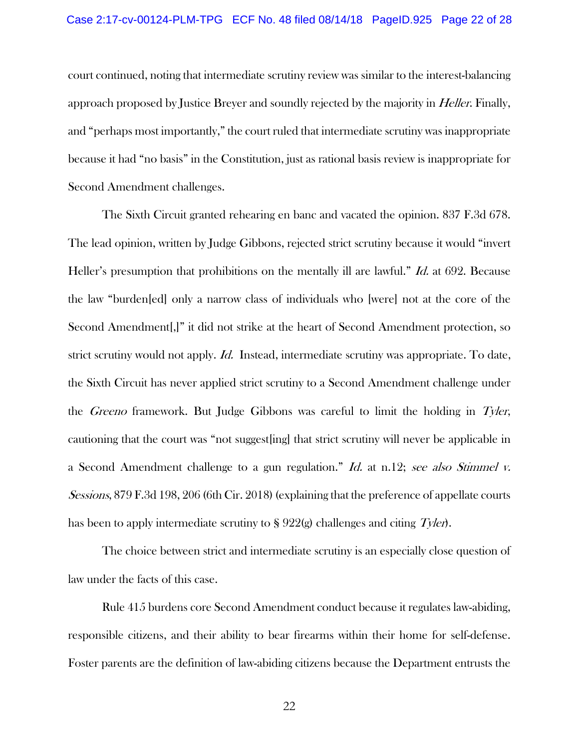court continued, noting that intermediate scrutiny review was similar to the interest-balancing approach proposed by Justice Breyer and soundly rejected by the majority in *Heller*. Finally, and "perhaps most importantly," the court ruled that intermediate scrutiny was inappropriate because it had "no basis" in the Constitution, just as rational basis review is inappropriate for Second Amendment challenges.

The Sixth Circuit granted rehearing en banc and vacated the opinion. 837 F.3d 678. The lead opinion, written by Judge Gibbons, rejected strict scrutiny because it would "invert Heller's presumption that prohibitions on the mentally ill are lawful." *Id.* at 692. Because the law "burden[ed] only a narrow class of individuals who [were] not at the core of the Second Amendment[,]" it did not strike at the heart of Second Amendment protection, so strict scrutiny would not apply. *Id.* Instead, intermediate scrutiny was appropriate. To date, the Sixth Circuit has never applied strict scrutiny to a Second Amendment challenge under the *Greeno* framework. But Judge Gibbons was careful to limit the holding in *Tyler*, cautioning that the court was "not suggest[ing] that strict scrutiny will never be applicable in a Second Amendment challenge to a gun regulation." *Id.* at n.12; *see also Stimmel v. Sessions*, 879 F.3d 198, 206 (6th Cir. 2018) (explaining that the preference of appellate courts has been to apply intermediate scrutiny to § 922(g) challenges and citing *Tyler*).

The choice between strict and intermediate scrutiny is an especially close question of law under the facts of this case.

Rule 415 burdens core Second Amendment conduct because it regulates law-abiding, responsible citizens, and their ability to bear firearms within their home for self-defense. Foster parents are the definition of law-abiding citizens because the Department entrusts the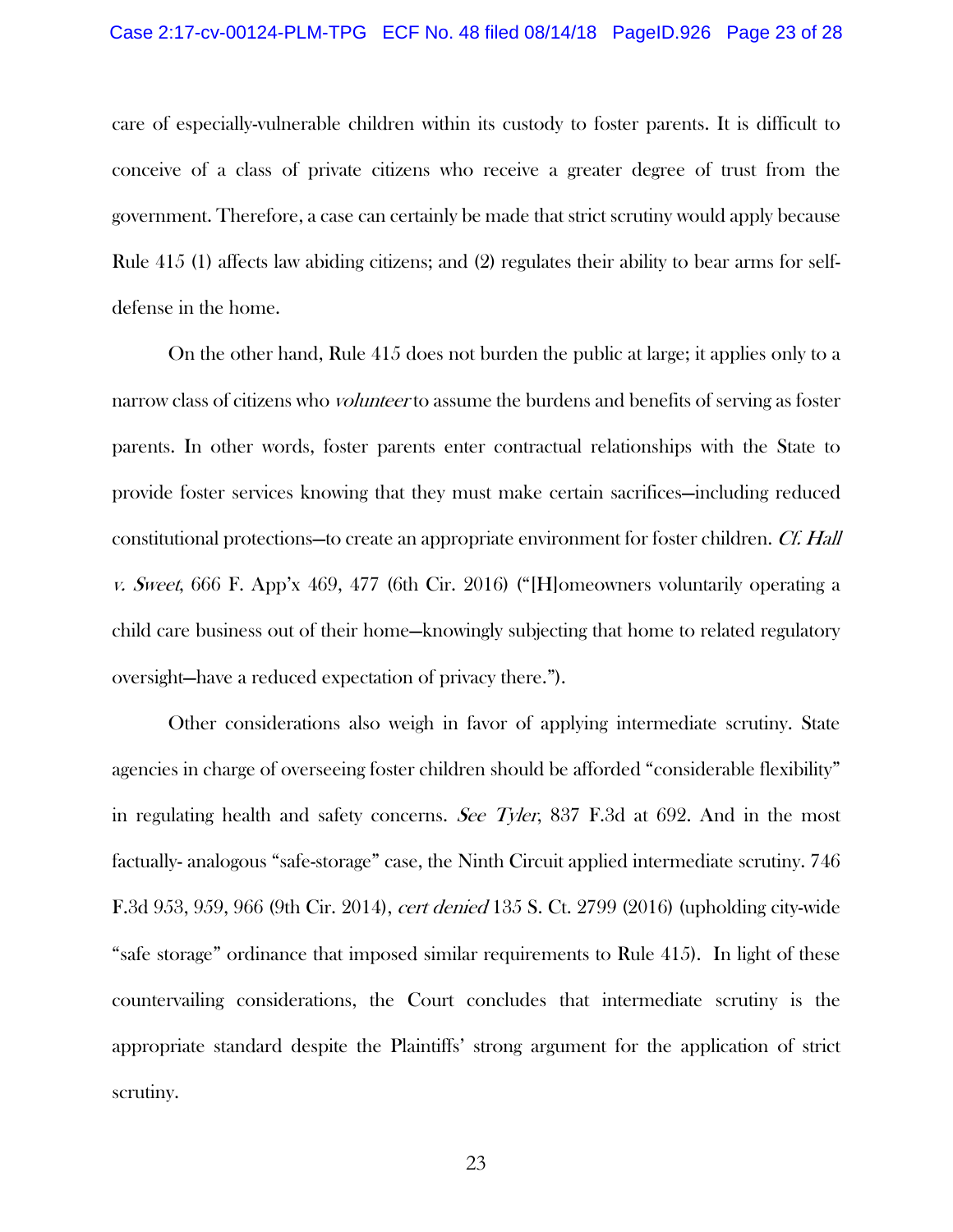care of especially-vulnerable children within its custody to foster parents. It is difficult to conceive of a class of private citizens who receive a greater degree of trust from the government. Therefore, a case can certainly be made that strict scrutiny would apply because Rule 415 (1) affects law abiding citizens; and (2) regulates their ability to bear arms for self-defense in the home.

On the other hand, Rule 415 does not burden the public at large; it applies only to a narrow class of citizens who *volunteer* to assume the burdens and benefits of serving as foster parents. In other words, foster parents enter contractual relationships with the State to provide foster services knowing that they must make certain sacrifices—including reduced constitutional protections—to create an appropriate environment for foster children. *Cf. Hall v. Sweet*, 666 F. App'x 469, 477 (6th Cir. 2016) ("[H]omeowners voluntarily operating a child care business out of their home—knowingly subjecting that home to related regulatory oversight—have a reduced expectation of privacy there.").

Other considerations also weigh in favor of applying intermediate scrutiny. State agencies in charge of overseeing foster children should be afforded "considerable flexibility" in regulating health and safety concerns. *See Tyler*, 837 F.3d at 692. And in the most factually- analogous "safe-storage" case, the Ninth Circuit applied intermediate scrutiny. 746 F.3d 953, 959, 966 (9th Cir. 2014), *cert denied* 135 S. Ct. 2799 (2016) (upholding city-wide "safe storage" ordinance that imposed similar requirements to Rule 415). In light of these countervailing considerations, the Court concludes that intermediate scrutiny is the appropriate standard despite the Plaintiffs' strong argument for the application of strict scrutiny.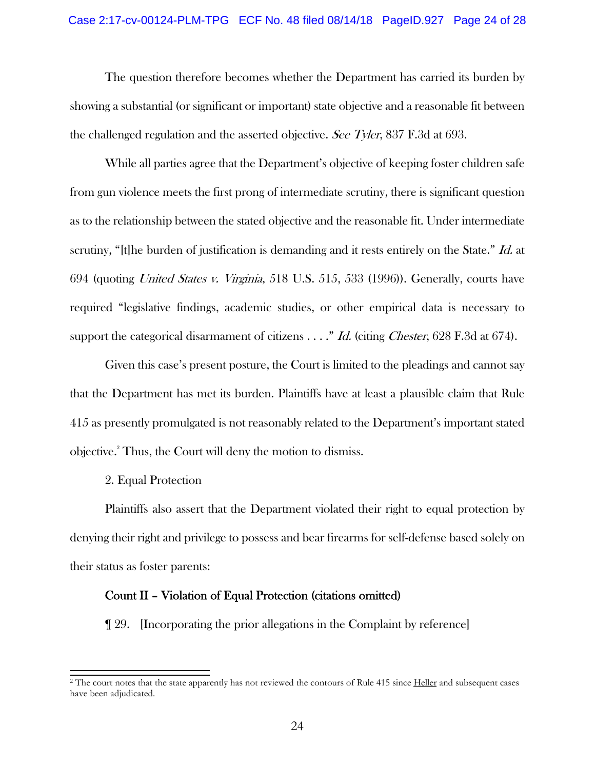The question therefore becomes whether the Department has carried its burden by showing a substantial (or significant or important) state objective and a reasonable fit between the challenged regulation and the asserted objective. *See Tyler*, 837 F.3d at 693.

While all parties agree that the Department's objective of keeping foster children safe from gun violence meets the first prong of intermediate scrutiny, there is significant question as to the relationship between the stated objective and the reasonable fit. Under intermediate scrutiny, "[t]he burden of justification is demanding and it rests entirely on the State." *Id.* at 694 (quoting *United States v. Virginia*, 518 U.S. 515, 533 (1996)). Generally, courts have required "legislative findings, academic studies, or other empirical data is necessary to support the categorical disarmament of citizens . . . ." *Id.* (citing *Chester*, 628 F.3d at 674).

Given this case's present posture, the Court is limited to the pleadings and cannot say that the Department has met its burden. Plaintiffs have at least a plausible claim that Rule 415 as presently promulgated is not reasonably related to the Department's important stated objective.[2] Thus, the Court will deny the motion to dismiss.

2. Equal Protection

Plaintiffs also assert that the Department violated their right to equal protection by denying their right and privilege to possess and bear firearms for self-defense based solely on their status as foster parents:

**Count II – Violation of Equal Protection (citations omitted)**

¶ 29. [Incorporating the prior allegations in the Complaint by reference]

---

[2] The court notes that the state apparently has not reviewed the contours of Rule 415 since Heller and subsequent cases have been adjudicated.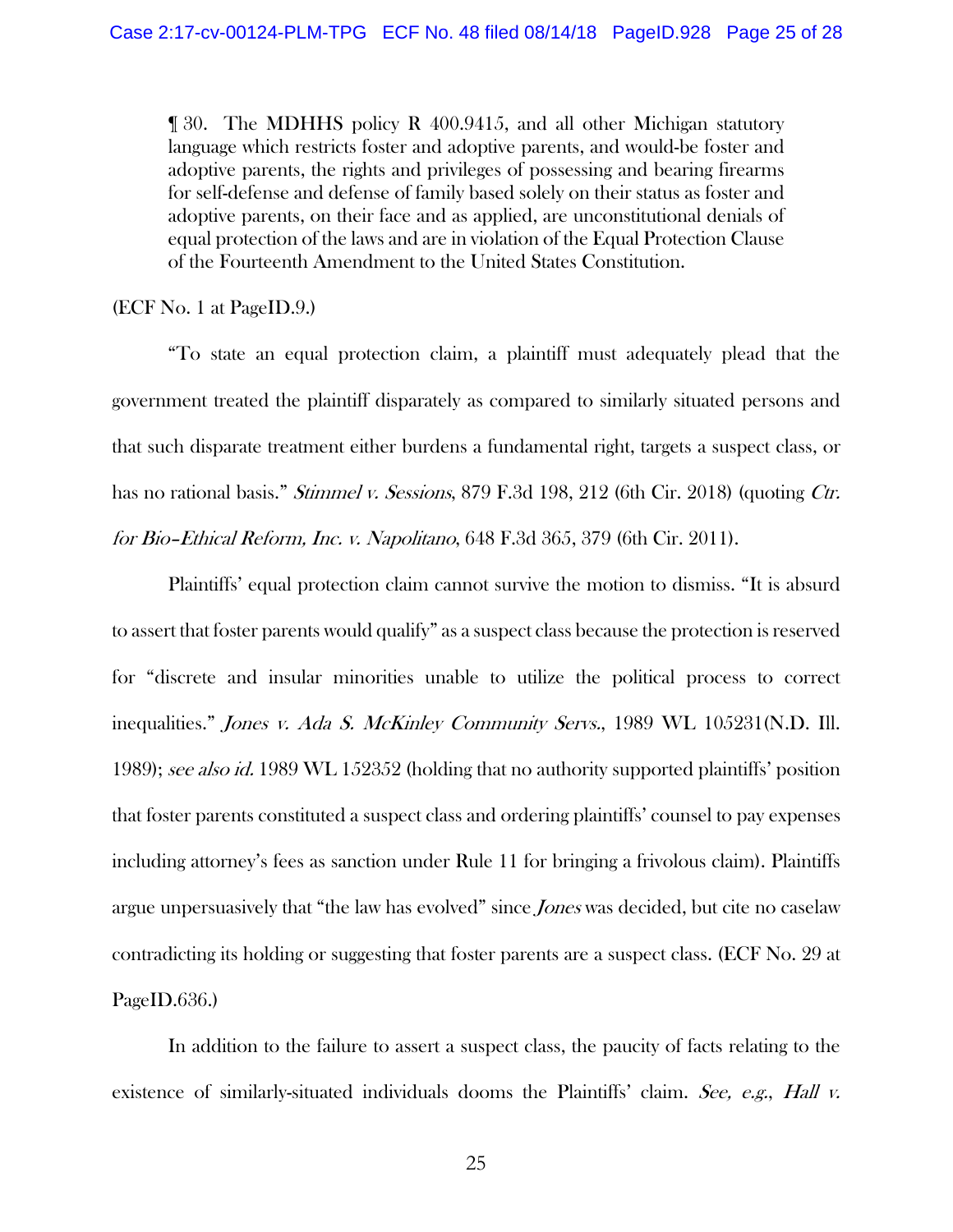> ¶ 30. The MDHHS policy R 400.9415, and all other Michigan statutory language which restricts foster and adoptive parents, and would-be foster and adoptive parents, the rights and privileges of possessing and bearing firearms for self-defense and defense of family based solely on their status as foster and adoptive parents, on their face and as applied, are unconstitutional denials of equal protection of the laws and are in violation of the Equal Protection Clause of the Fourteenth Amendment to the United States Constitution.

(ECF No. 1 at PageID.9.)

"To state an equal protection claim, a plaintiff must adequately plead that the government treated the plaintiff disparately as compared to similarly situated persons and that such disparate treatment either burdens a fundamental right, targets a suspect class, or has no rational basis." *Stimmel v. Sessions*, 879 F.3d 198, 212 (6th Cir. 2018) (quoting *Ctr. for Bio–Ethical Reform, Inc. v. Napolitano*, 648 F.3d 365, 379 (6th Cir. 2011).

Plaintiffs' equal protection claim cannot survive the motion to dismiss. "It is absurd to assert that foster parents would qualify" as a suspect class because the protection is reserved for "discrete and insular minorities unable to utilize the political process to correct inequalities." *Jones v. Ada S. McKinley Community Servs.*, 1989 WL 105231(N.D. Ill. 1989); *see also id.* 1989 WL 152352 (holding that no authority supported plaintiffs' position that foster parents constituted a suspect class and ordering plaintiffs' counsel to pay expenses including attorney's fees as sanction under Rule 11 for bringing a frivolous claim). Plaintiffs argue unpersuasively that "the law has evolved" since *Jones* was decided, but cite no caselaw contradicting its holding or suggesting that foster parents are a suspect class. (ECF No. 29 at PageID.636.)

In addition to the failure to assert a suspect class, the paucity of facts relating to the existence of similarly-situated individuals dooms the Plaintiffs' claim. *See, e.g., Hall v.*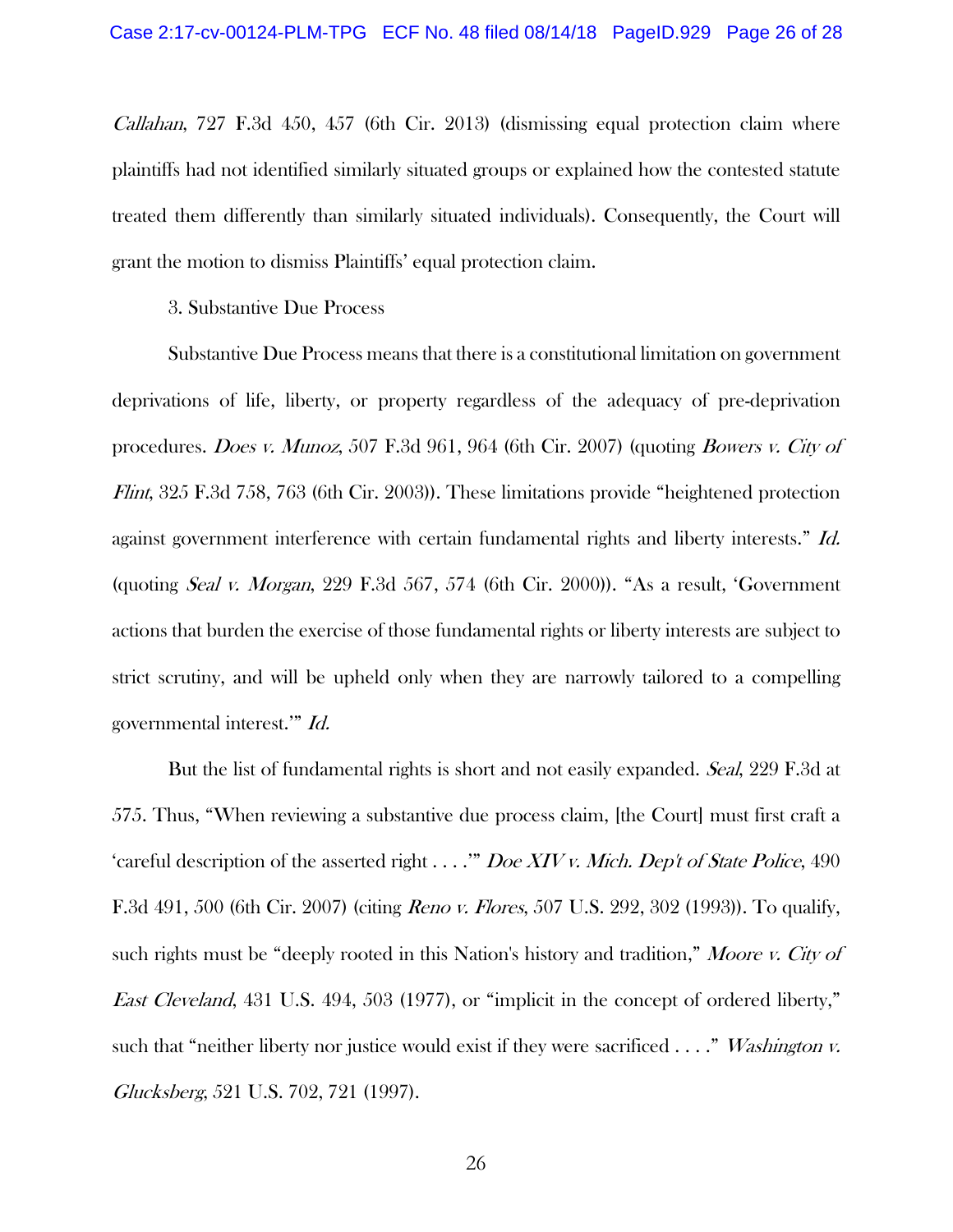*Callahan*, 727 F.3d 450, 457 (6th Cir. 2013) (dismissing equal protection claim where plaintiffs had not identified similarly situated groups or explained how the contested statute treated them differently than similarly situated individuals). Consequently, the Court will grant the motion to dismiss Plaintiffs' equal protection claim.

3. Substantive Due Process

Substantive Due Process means that there is a constitutional limitation on government deprivations of life, liberty, or property regardless of the adequacy of pre-deprivation procedures. *Does v. Munoz*, 507 F.3d 961, 964 (6th Cir. 2007) (quoting *Bowers v. City of Flint*, 325 F.3d 758, 763 (6th Cir. 2003)). These limitations provide "heightened protection against government interference with certain fundamental rights and liberty interests." *Id.* (quoting *Seal v. Morgan*, 229 F.3d 567, 574 (6th Cir. 2000)). "As a result, 'Government actions that burden the exercise of those fundamental rights or liberty interests are subject to strict scrutiny, and will be upheld only when they are narrowly tailored to a compelling governmental interest.'" *Id.*

But the list of fundamental rights is short and not easily expanded. *Seal*, 229 F.3d at 575. Thus, "When reviewing a substantive due process claim, [the Court] must first craft a 'careful description of the asserted right . . . .'" *Doe XIV v. Mich. Dep't of State Police*, 490 F.3d 491, 500 (6th Cir. 2007) (citing *Reno v. Flores*, 507 U.S. 292, 302 (1993)). To qualify, such rights must be "deeply rooted in this Nation's history and tradition," *Moore v. City of East Cleveland*, 431 U.S. 494, 503 (1977), or "implicit in the concept of ordered liberty," such that "neither liberty nor justice would exist if they were sacrificed . . . ." *Washington v. Glucksberg*, 521 U.S. 702, 721 (1997).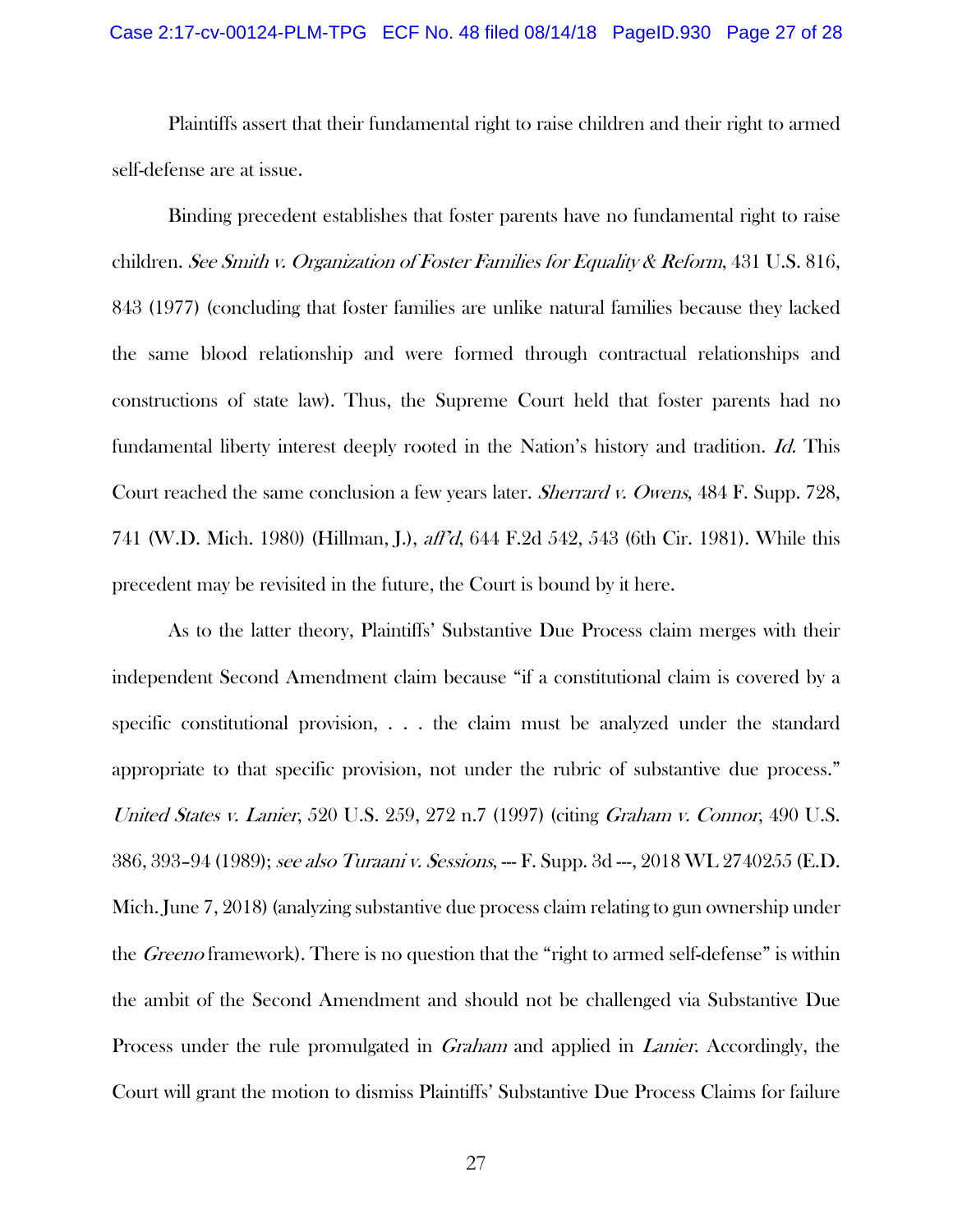Plaintiffs assert that their fundamental right to raise children and their right to armed self-defense are at issue.

Binding precedent establishes that foster parents have no fundamental right to raise children. *See Smith v. Organization of Foster Families for Equality & Reform*, 431 U.S. 816, 843 (1977) (concluding that foster families are unlike natural families because they lacked the same blood relationship and were formed through contractual relationships and constructions of state law). Thus, the Supreme Court held that foster parents had no fundamental liberty interest deeply rooted in the Nation's history and tradition. *Id.* This Court reached the same conclusion a few years later. *Sherrard v. Owens*, 484 F. Supp. 728, 741 (W.D. Mich. 1980) (Hillman, J.), *aff'd*, 644 F.2d 542, 543 (6th Cir. 1981). While this precedent may be revisited in the future, the Court is bound by it here.

As to the latter theory, Plaintiffs' Substantive Due Process claim merges with their independent Second Amendment claim because "if a constitutional claim is covered by a specific constitutional provision, . . . the claim must be analyzed under the standard appropriate to that specific provision, not under the rubric of substantive due process." *United States v. Lanier*, 520 U.S. 259, 272 n.7 (1997) (citing *Graham v. Connor*, 490 U.S. 386, 393–94 (1989); *see also Turaani v. Sessions*, --- F. Supp. 3d ---, 2018 WL 2740255 (E.D. Mich. June 7, 2018) (analyzing substantive due process claim relating to gun ownership under the *Greeno* framework). There is no question that the "right to armed self-defense" is within the ambit of the Second Amendment and should not be challenged via Substantive Due Process under the rule promulgated in *Graham* and applied in *Lanier*. Accordingly, the Court will grant the motion to dismiss Plaintiffs' Substantive Due Process Claims for failure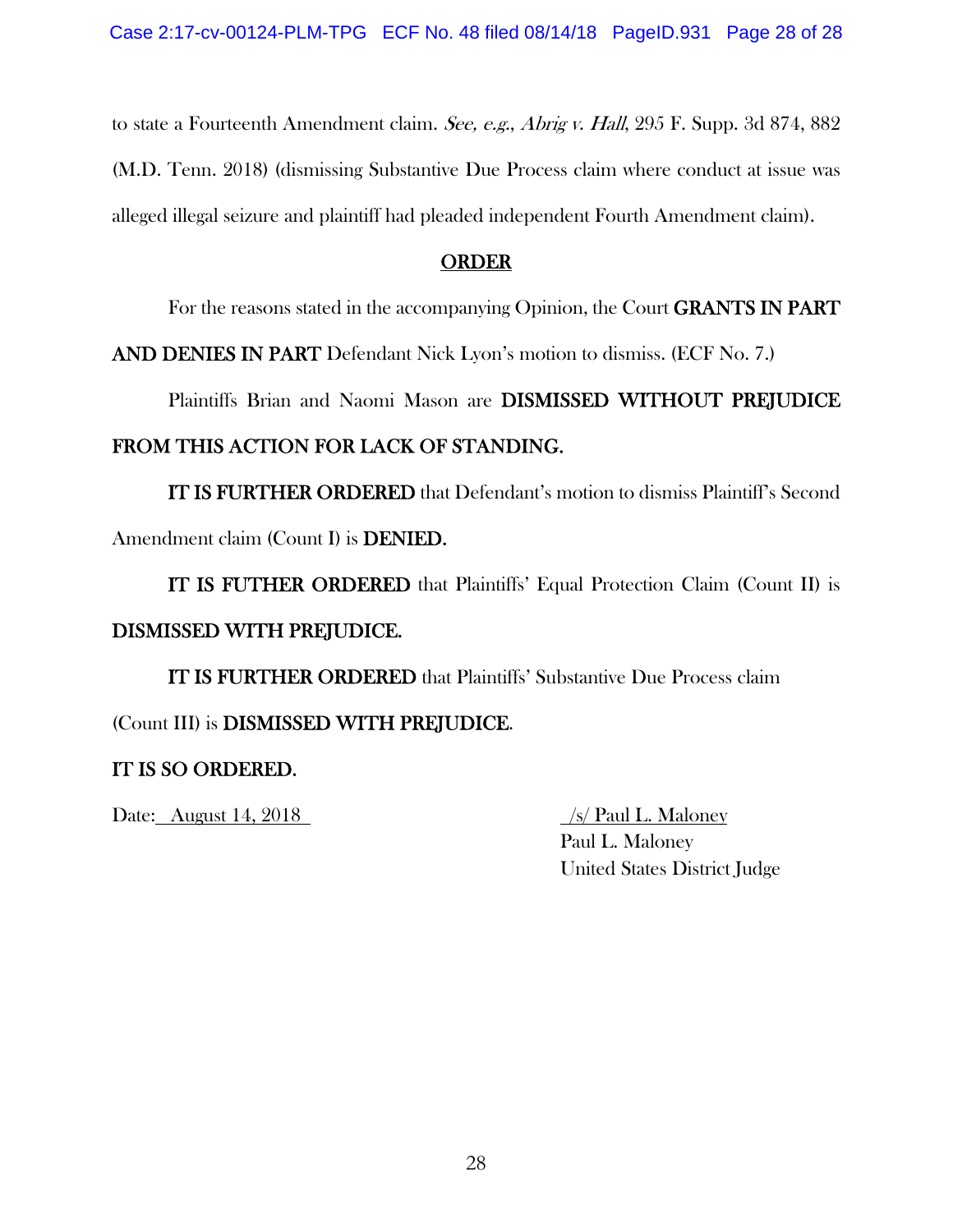to state a Fourteenth Amendment claim. *See, e.g.*, *Abrig v. Hall*, 295 F. Supp. 3d 874, 882 (M.D. Tenn. 2018) (dismissing Substantive Due Process claim where conduct at issue was alleged illegal seizure and plaintiff had pleaded independent Fourth Amendment claim).

## ORDER

For the reasons stated in the accompanying Opinion, the Court **GRANTS IN PART AND DENIES IN PART** Defendant Nick Lyon's motion to dismiss. (ECF No. 7.)

Plaintiffs Brian and Naomi Mason are **DISMISSED WITHOUT PREJUDICE FROM THIS ACTION FOR LACK OF STANDING.**

**IT IS FURTHER ORDERED** that Defendant's motion to dismiss Plaintiff's Second Amendment claim (Count I) is **DENIED.**

**IT IS FUTHER ORDERED** that Plaintiffs' Equal Protection Claim (Count II) is **DISMISSED WITH PREJUDICE.**

**IT IS FURTHER ORDERED** that Plaintiffs' Substantive Due Process claim (Count III) is **DISMISSED WITH PREJUDICE**.

**IT IS SO ORDERED.**

Date: August 14, 2018

/s/ Paul L. Maloney
Paul L. Maloney
United States District Judge